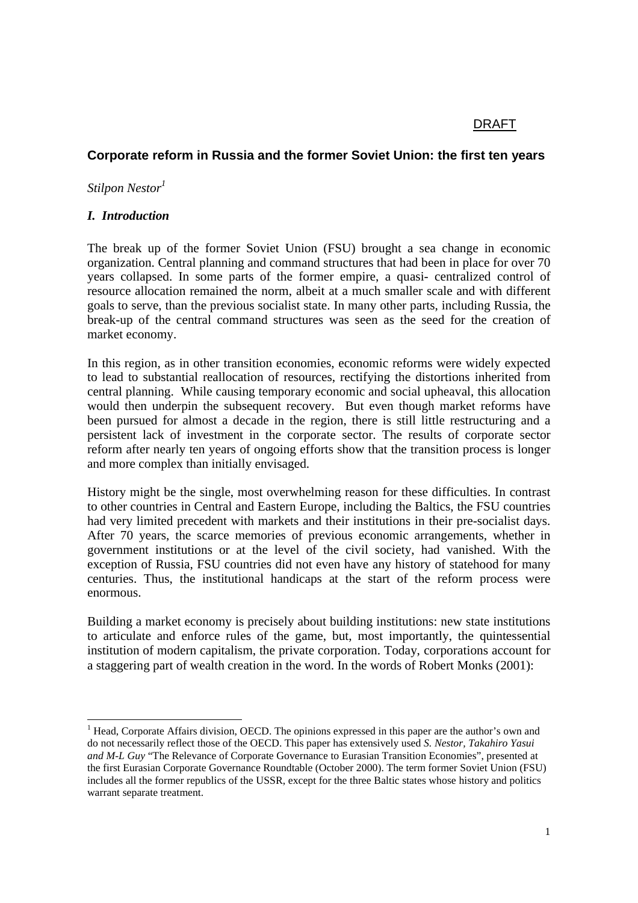DRAFT

## Corporate reform in Russia and the former Soviet Union: the first ten years

*Stilpon Nestor*[1]

### *I. Introduction*

The break up of the former Soviet Union (FSU) brought a sea change in economic organization. Central planning and command structures that had been in place for over 70 years collapsed. In some parts of the former empire, a quasi- centralized control of resource allocation remained the norm, albeit at a much smaller scale and with different goals to serve, than the previous socialist state. In many other parts, including Russia, the break-up of the central command structures was seen as the seed for the creation of market economy.

In this region, as in other transition economies, economic reforms were widely expected to lead to substantial reallocation of resources, rectifying the distortions inherited from central planning. While causing temporary economic and social upheaval, this allocation would then underpin the subsequent recovery. But even though market reforms have been pursued for almost a decade in the region, there is still little restructuring and a persistent lack of investment in the corporate sector. The results of corporate sector reform after nearly ten years of ongoing efforts show that the transition process is longer and more complex than initially envisaged.

History might be the single, most overwhelming reason for these difficulties. In contrast to other countries in Central and Eastern Europe, including the Baltics, the FSU countries had very limited precedent with markets and their institutions in their pre-socialist days. After 70 years, the scarce memories of previous economic arrangements, whether in government institutions or at the level of the civil society, had vanished. With the exception of Russia, FSU countries did not even have any history of statehood for many centuries. Thus, the institutional handicaps at the start of the reform process were enormous.

Building a market economy is precisely about building institutions: new state institutions to articulate and enforce rules of the game, but, most importantly, the quintessential institution of modern capitalism, the private corporation. Today, corporations account for a staggering part of wealth creation in the word. In the words of Robert Monks (2001):

---

[1] Head, Corporate Affairs division, OECD. The opinions expressed in this paper are the author's own and do not necessarily reflect those of the OECD. This paper has extensively used *S. Nestor, Takahiro Yasui and M-L Guy* "The Relevance of Corporate Governance to Eurasian Transition Economies", presented at the first Eurasian Corporate Governance Roundtable (October 2000). The term former Soviet Union (FSU) includes all the former republics of the USSR, except for the three Baltic states whose history and politics warrant separate treatment.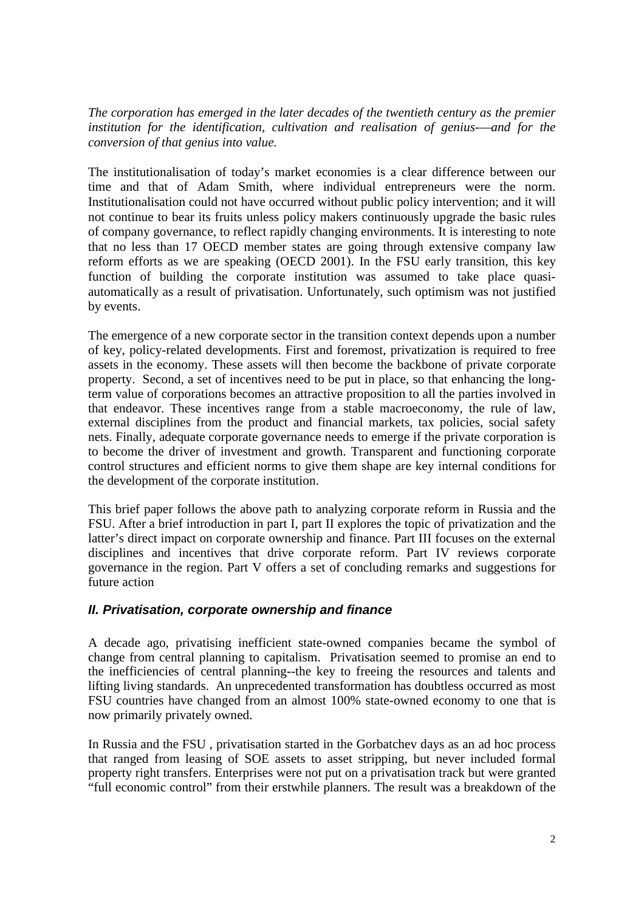*The corporation has emerged in the later decades of the twentieth century as the premier institution for the identification, cultivation and realisation of genius-—and for the conversion of that genius into value.*

The institutionalisation of today's market economies is a clear difference between our time and that of Adam Smith, where individual entrepreneurs were the norm. Institutionalisation could not have occurred without public policy intervention; and it will not continue to bear its fruits unless policy makers continuously upgrade the basic rules of company governance, to reflect rapidly changing environments. It is interesting to note that no less than 17 OECD member states are going through extensive company law reform efforts as we are speaking (OECD 2001). In the FSU early transition, this key function of building the corporate institution was assumed to take place quasi-automatically as a result of privatisation. Unfortunately, such optimism was not justified by events.

The emergence of a new corporate sector in the transition context depends upon a number of key, policy-related developments. First and foremost, privatization is required to free assets in the economy. These assets will then become the backbone of private corporate property. Second, a set of incentives need to be put in place, so that enhancing the long-term value of corporations becomes an attractive proposition to all the parties involved in that endeavor. These incentives range from a stable macroeconomy, the rule of law, external disciplines from the product and financial markets, tax policies, social safety nets. Finally, adequate corporate governance needs to emerge if the private corporation is to become the driver of investment and growth. Transparent and functioning corporate control structures and efficient norms to give them shape are key internal conditions for the development of the corporate institution.

This brief paper follows the above path to analyzing corporate reform in Russia and the FSU. After a brief introduction in part I, part II explores the topic of privatization and the latter's direct impact on corporate ownership and finance. Part III focuses on the external disciplines and incentives that drive corporate reform. Part IV reviews corporate governance in the region. Part V offers a set of concluding remarks and suggestions for future action

## II. Privatisation, corporate ownership and finance

A decade ago, privatising inefficient state-owned companies became the symbol of change from central planning to capitalism. Privatisation seemed to promise an end to the inefficiencies of central planning--the key to freeing the resources and talents and lifting living standards. An unprecedented transformation has doubtless occurred as most FSU countries have changed from an almost 100% state-owned economy to one that is now primarily privately owned.

In Russia and the FSU , privatisation started in the Gorbatchev days as an ad hoc process that ranged from leasing of SOE assets to asset stripping, but never included formal property right transfers. Enterprises were not put on a privatisation track but were granted "full economic control" from their erstwhile planners. The result was a breakdown of the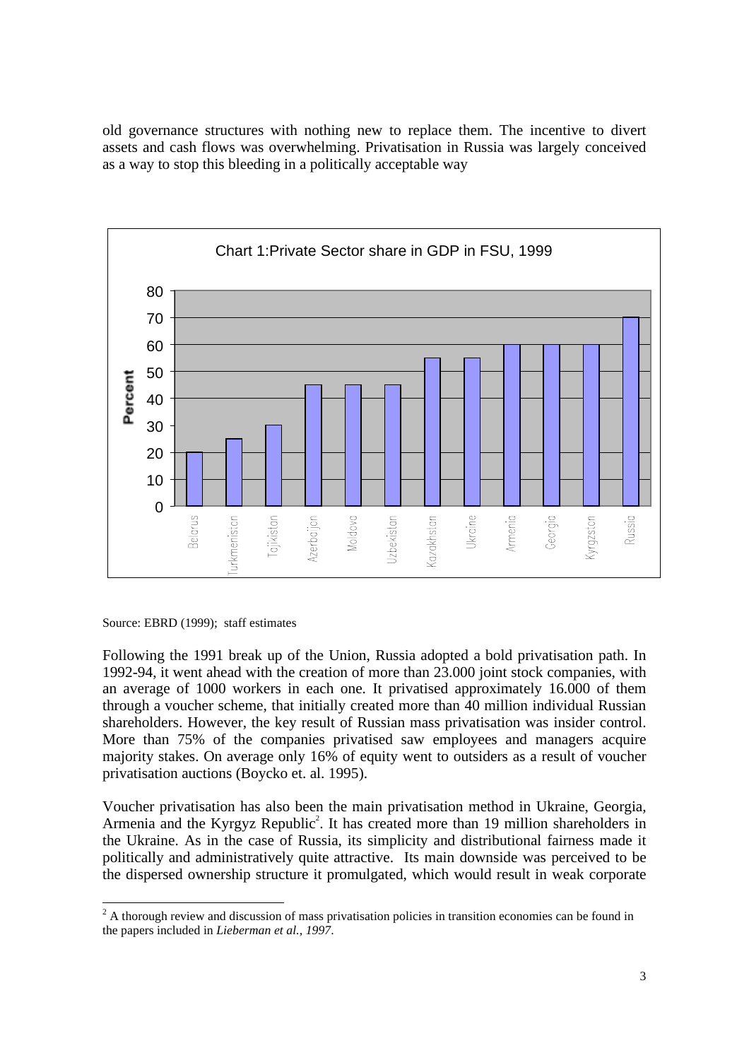old governance structures with nothing new to replace them. The incentive to divert assets and cash flows was overwhelming. Privatisation in Russia was largely conceived as a way to stop this bleeding in a politically acceptable way

Chart 1:Private Sector share in GDP in FSU, 1999

Source: EBRD (1999); staff estimates

Following the 1991 break up of the Union, Russia adopted a bold privatisation path. In 1992-94, it went ahead with the creation of more than 23.000 joint stock companies, with an average of 1000 workers in each one. It privatised approximately 16.000 of them through a voucher scheme, that initially created more than 40 million individual Russian shareholders. However, the key result of Russian mass privatisation was insider control. More than 75% of the companies privatised saw employees and managers acquire majority stakes. On average only 16% of equity went to outsiders as a result of voucher privatisation auctions (Boycko et. al. 1995).

Voucher privatisation has also been the main privatisation method in Ukraine, Georgia, Armenia and the Kyrgyz Republic[2]. It has created more than 19 million shareholders in the Ukraine. As in the case of Russia, its simplicity and distributional fairness made it politically and administratively quite attractive. Its main downside was perceived to be the dispersed ownership structure it promulgated, which would result in weak corporate

[2] A thorough review and discussion of mass privatisation policies in transition economies can be found in the papers included in *Lieberman et al., 1997*.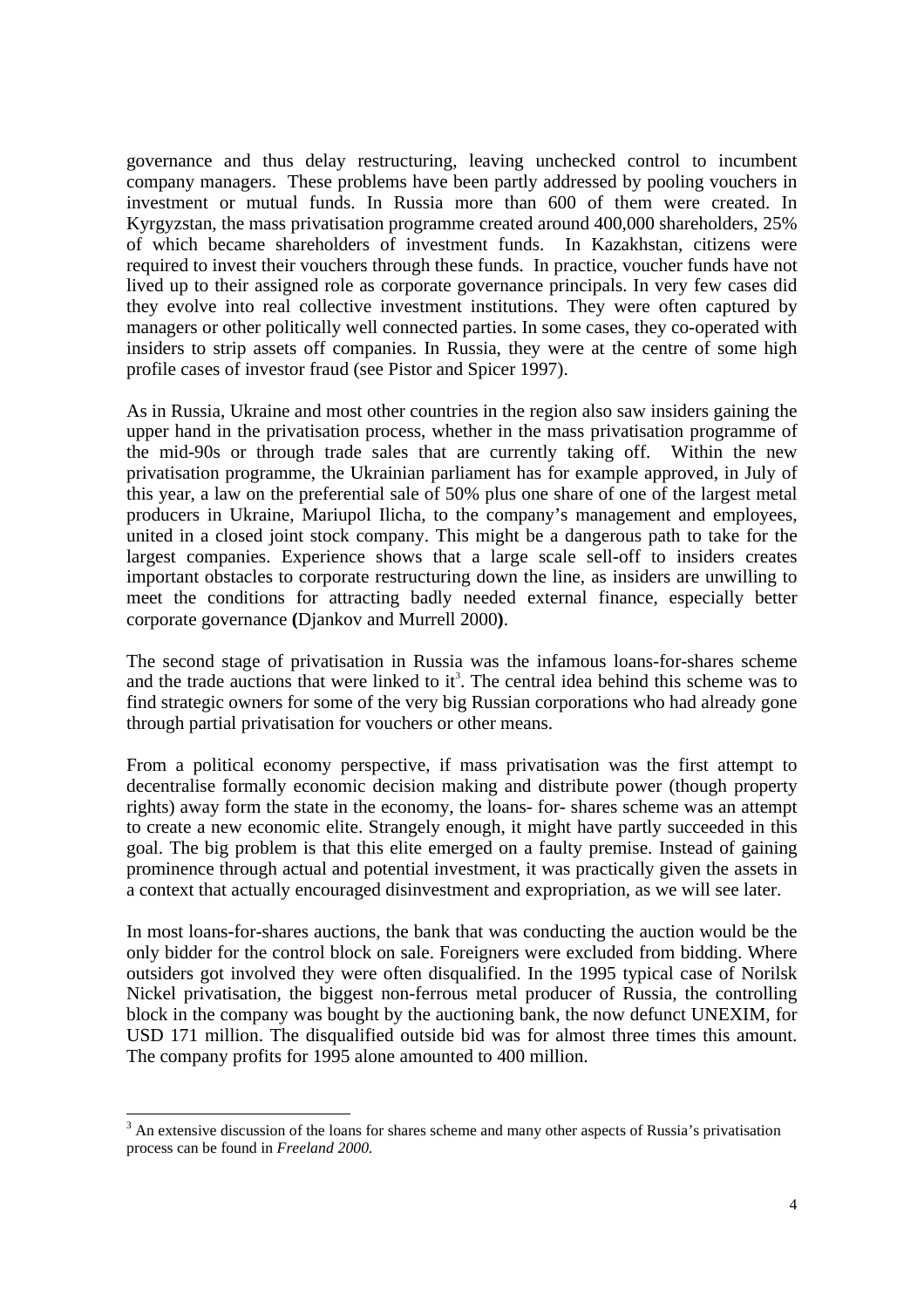governance and thus delay restructuring, leaving unchecked control to incumbent company managers. These problems have been partly addressed by pooling vouchers in investment or mutual funds. In Russia more than 600 of them were created. In Kyrgyzstan, the mass privatisation programme created around 400,000 shareholders, 25% of which became shareholders of investment funds. In Kazakhstan, citizens were required to invest their vouchers through these funds. In practice, voucher funds have not lived up to their assigned role as corporate governance principals. In very few cases did they evolve into real collective investment institutions. They were often captured by managers or other politically well connected parties. In some cases, they co-operated with insiders to strip assets off companies. In Russia, they were at the centre of some high profile cases of investor fraud (see Pistor and Spicer 1997).

As in Russia, Ukraine and most other countries in the region also saw insiders gaining the upper hand in the privatisation process, whether in the mass privatisation programme of the mid-90s or through trade sales that are currently taking off. Within the new privatisation programme, the Ukrainian parliament has for example approved, in July of this year, a law on the preferential sale of 50% plus one share of one of the largest metal producers in Ukraine, Mariupol Ilicha, to the company's management and employees, united in a closed joint stock company. This might be a dangerous path to take for the largest companies. Experience shows that a large scale sell-off to insiders creates important obstacles to corporate restructuring down the line, as insiders are unwilling to meet the conditions for attracting badly needed external finance, especially better corporate governance **(**Djankov and Murrell 2000**)**.

The second stage of privatisation in Russia was the infamous loans-for-shares scheme and the trade auctions that were linked to it[3]. The central idea behind this scheme was to find strategic owners for some of the very big Russian corporations who had already gone through partial privatisation for vouchers or other means.

From a political economy perspective, if mass privatisation was the first attempt to decentralise formally economic decision making and distribute power (though property rights) away form the state in the economy, the loans- for- shares scheme was an attempt to create a new economic elite. Strangely enough, it might have partly succeeded in this goal. The big problem is that this elite emerged on a faulty premise. Instead of gaining prominence through actual and potential investment, it was practically given the assets in a context that actually encouraged disinvestment and expropriation, as we will see later.

In most loans-for-shares auctions, the bank that was conducting the auction would be the only bidder for the control block on sale. Foreigners were excluded from bidding. Where outsiders got involved they were often disqualified. In the 1995 typical case of Norilsk Nickel privatisation, the biggest non-ferrous metal producer of Russia, the controlling block in the company was bought by the auctioning bank, the now defunct UNEXIM, for USD 171 million. The disqualified outside bid was for almost three times this amount. The company profits for 1995 alone amounted to 400 million.

---

[3] An extensive discussion of the loans for shares scheme and many other aspects of Russia's privatisation process can be found in *Freeland 2000.*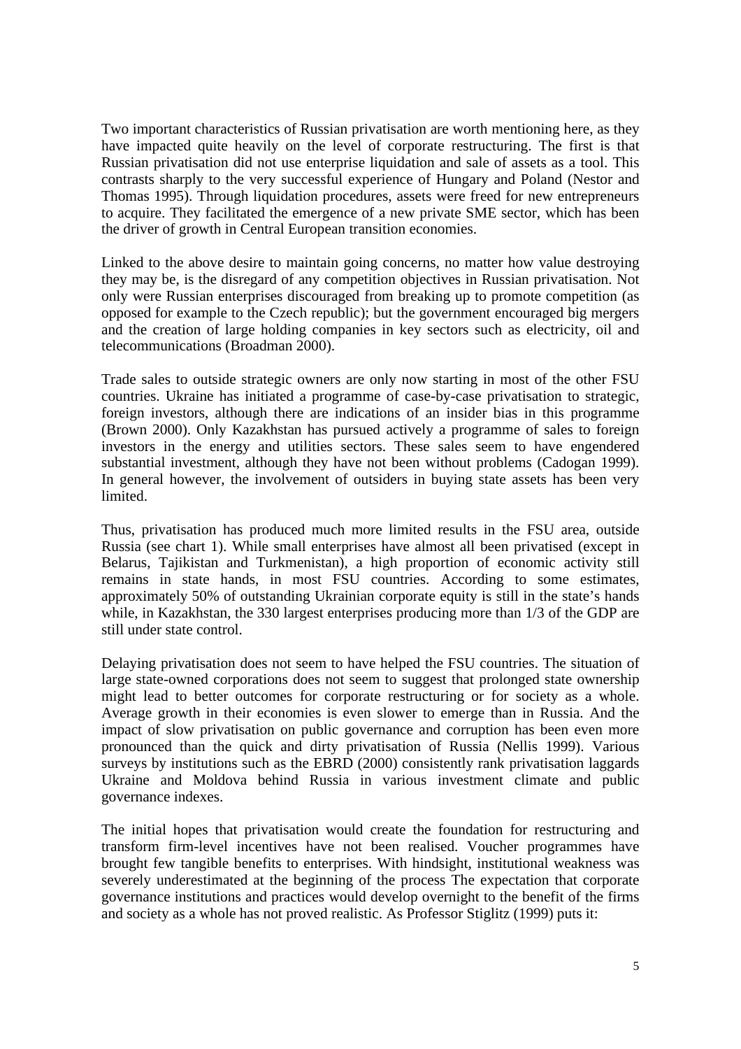Two important characteristics of Russian privatisation are worth mentioning here, as they have impacted quite heavily on the level of corporate restructuring. The first is that Russian privatisation did not use enterprise liquidation and sale of assets as a tool. This contrasts sharply to the very successful experience of Hungary and Poland (Nestor and Thomas 1995). Through liquidation procedures, assets were freed for new entrepreneurs to acquire. They facilitated the emergence of a new private SME sector, which has been the driver of growth in Central European transition economies.

Linked to the above desire to maintain going concerns, no matter how value destroying they may be, is the disregard of any competition objectives in Russian privatisation. Not only were Russian enterprises discouraged from breaking up to promote competition (as opposed for example to the Czech republic); but the government encouraged big mergers and the creation of large holding companies in key sectors such as electricity, oil and telecommunications (Broadman 2000).

Trade sales to outside strategic owners are only now starting in most of the other FSU countries. Ukraine has initiated a programme of case-by-case privatisation to strategic, foreign investors, although there are indications of an insider bias in this programme (Brown 2000). Only Kazakhstan has pursued actively a programme of sales to foreign investors in the energy and utilities sectors. These sales seem to have engendered substantial investment, although they have not been without problems (Cadogan 1999). In general however, the involvement of outsiders in buying state assets has been very limited.

Thus, privatisation has produced much more limited results in the FSU area, outside Russia (see chart 1). While small enterprises have almost all been privatised (except in Belarus, Tajikistan and Turkmenistan), a high proportion of economic activity still remains in state hands, in most FSU countries. According to some estimates, approximately 50% of outstanding Ukrainian corporate equity is still in the state's hands while, in Kazakhstan, the 330 largest enterprises producing more than 1/3 of the GDP are still under state control.

Delaying privatisation does not seem to have helped the FSU countries. The situation of large state-owned corporations does not seem to suggest that prolonged state ownership might lead to better outcomes for corporate restructuring or for society as a whole. Average growth in their economies is even slower to emerge than in Russia. And the impact of slow privatisation on public governance and corruption has been even more pronounced than the quick and dirty privatisation of Russia (Nellis 1999). Various surveys by institutions such as the EBRD (2000) consistently rank privatisation laggards Ukraine and Moldova behind Russia in various investment climate and public governance indexes.

The initial hopes that privatisation would create the foundation for restructuring and transform firm-level incentives have not been realised. Voucher programmes have brought few tangible benefits to enterprises. With hindsight, institutional weakness was severely underestimated at the beginning of the process The expectation that corporate governance institutions and practices would develop overnight to the benefit of the firms and society as a whole has not proved realistic. As Professor Stiglitz (1999) puts it: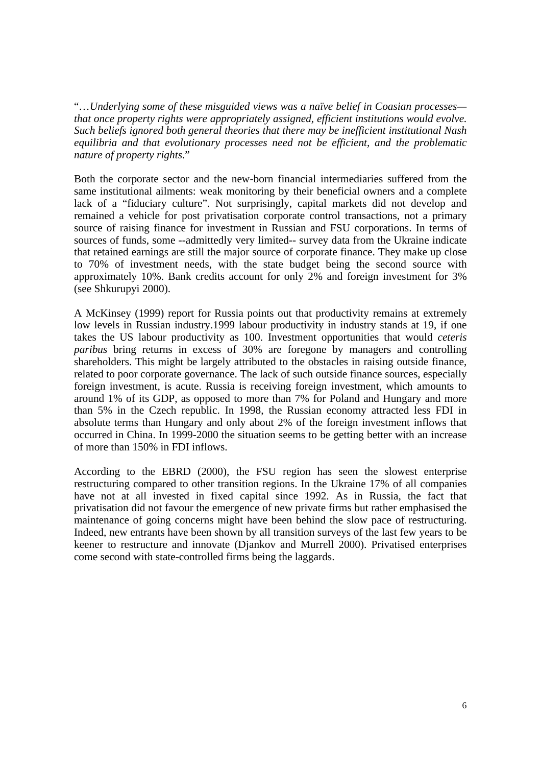"…*Underlying some of these misguided views was a naïve belief in Coasian processes—that once property rights were appropriately assigned, efficient institutions would evolve. Such beliefs ignored both general theories that there may be inefficient institutional Nash equilibria and that evolutionary processes need not be efficient, and the problematic nature of property rights*."

Both the corporate sector and the new-born financial intermediaries suffered from the same institutional ailments: weak monitoring by their beneficial owners and a complete lack of a "fiduciary culture". Not surprisingly, capital markets did not develop and remained a vehicle for post privatisation corporate control transactions, not a primary source of raising finance for investment in Russian and FSU corporations. In terms of sources of funds, some --admittedly very limited-- survey data from the Ukraine indicate that retained earnings are still the major source of corporate finance. They make up close to 70% of investment needs, with the state budget being the second source with approximately 10%. Bank credits account for only 2% and foreign investment for 3% (see Shkurupyi 2000).

A McKinsey (1999) report for Russia points out that productivity remains at extremely low levels in Russian industry.1999 labour productivity in industry stands at 19, if one takes the US labour productivity as 100. Investment opportunities that would *ceteris paribus* bring returns in excess of 30% are foregone by managers and controlling shareholders. This might be largely attributed to the obstacles in raising outside finance, related to poor corporate governance. The lack of such outside finance sources, especially foreign investment, is acute. Russia is receiving foreign investment, which amounts to around 1% of its GDP, as opposed to more than 7% for Poland and Hungary and more than 5% in the Czech republic. In 1998, the Russian economy attracted less FDI in absolute terms than Hungary and only about 2% of the foreign investment inflows that occurred in China. In 1999-2000 the situation seems to be getting better with an increase of more than 150% in FDI inflows.

According to the EBRD (2000), the FSU region has seen the slowest enterprise restructuring compared to other transition regions. In the Ukraine 17% of all companies have not at all invested in fixed capital since 1992. As in Russia, the fact that privatisation did not favour the emergence of new private firms but rather emphasised the maintenance of going concerns might have been behind the slow pace of restructuring. Indeed, new entrants have been shown by all transition surveys of the last few years to be keener to restructure and innovate (Djankov and Murrell 2000). Privatised enterprises come second with state-controlled firms being the laggards.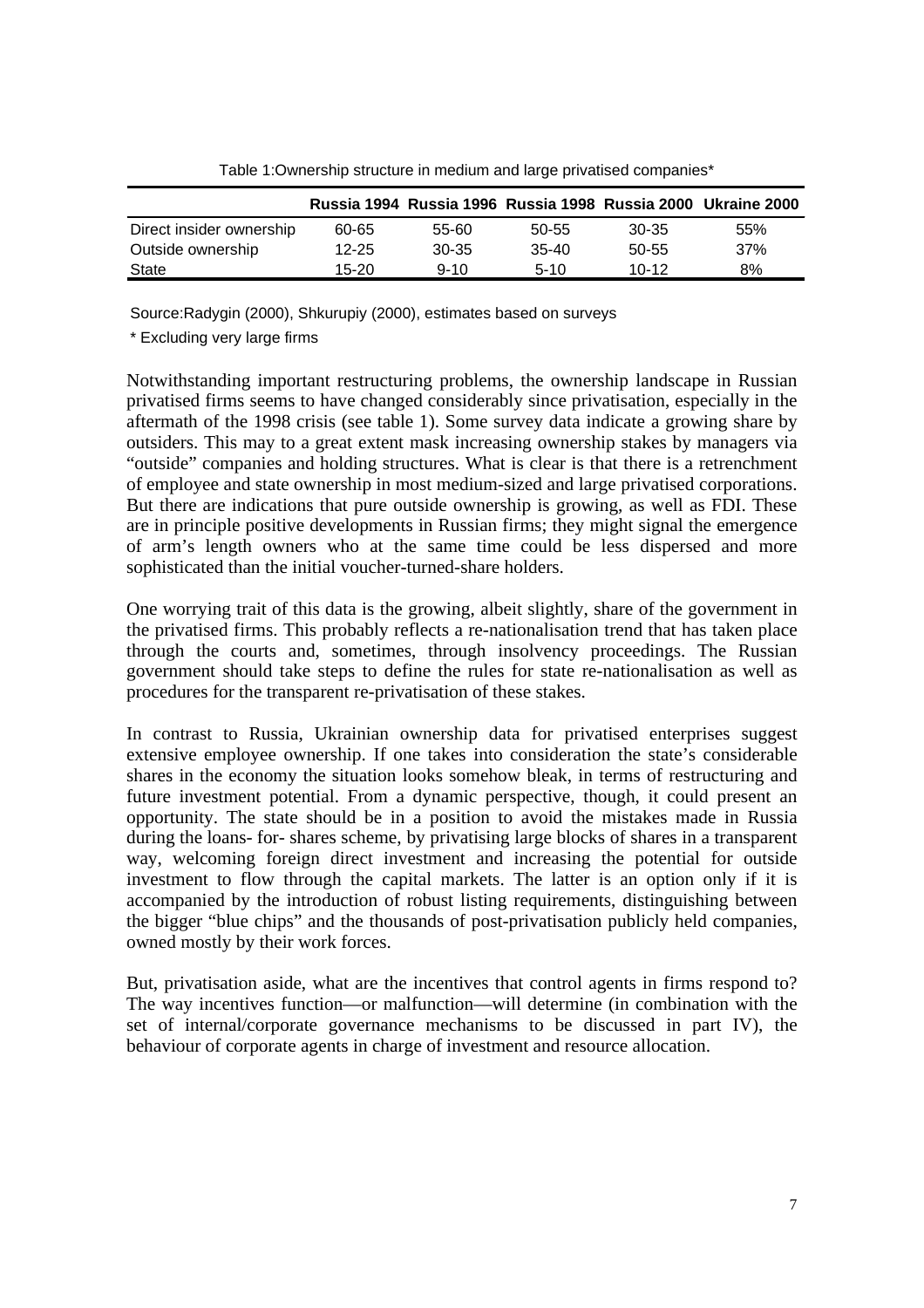Table 1:Ownership structure in medium and large privatised companies*

| | Russia 1994 | Russia 1996 | Russia 1998 | Russia 2000 | Ukraine 2000 |
|---|---|---|---|---|---|
| Direct insider ownership | 60-65 | 55-60 | 50-55 | 30-35 | 55% |
| Outside ownership | 12-25 | 30-35 | 35-40 | 50-55 | 37% |
| State | 15-20 | 9-10 | 5-10 | 10-12 | 8% |

Source:Radygin (2000), Shkurupiy (2000), estimates based on surveys

\* Excluding very large firms

Notwithstanding important restructuring problems, the ownership landscape in Russian privatised firms seems to have changed considerably since privatisation, especially in the aftermath of the 1998 crisis (see table 1). Some survey data indicate a growing share by outsiders. This may to a great extent mask increasing ownership stakes by managers via "outside" companies and holding structures. What is clear is that there is a retrenchment of employee and state ownership in most medium-sized and large privatised corporations. But there are indications that pure outside ownership is growing, as well as FDI. These are in principle positive developments in Russian firms; they might signal the emergence of arm's length owners who at the same time could be less dispersed and more sophisticated than the initial voucher-turned-share holders.

One worrying trait of this data is the growing, albeit slightly, share of the government in the privatised firms. This probably reflects a re-nationalisation trend that has taken place through the courts and, sometimes, through insolvency proceedings. The Russian government should take steps to define the rules for state re-nationalisation as well as procedures for the transparent re-privatisation of these stakes.

In contrast to Russia, Ukrainian ownership data for privatised enterprises suggest extensive employee ownership. If one takes into consideration the state's considerable shares in the economy the situation looks somehow bleak, in terms of restructuring and future investment potential. From a dynamic perspective, though, it could present an opportunity. The state should be in a position to avoid the mistakes made in Russia during the loans- for- shares scheme, by privatising large blocks of shares in a transparent way, welcoming foreign direct investment and increasing the potential for outside investment to flow through the capital markets. The latter is an option only if it is accompanied by the introduction of robust listing requirements, distinguishing between the bigger "blue chips" and the thousands of post-privatisation publicly held companies, owned mostly by their work forces.

But, privatisation aside, what are the incentives that control agents in firms respond to? The way incentives function—or malfunction—will determine (in combination with the set of internal/corporate governance mechanisms to be discussed in part IV), the behaviour of corporate agents in charge of investment and resource allocation.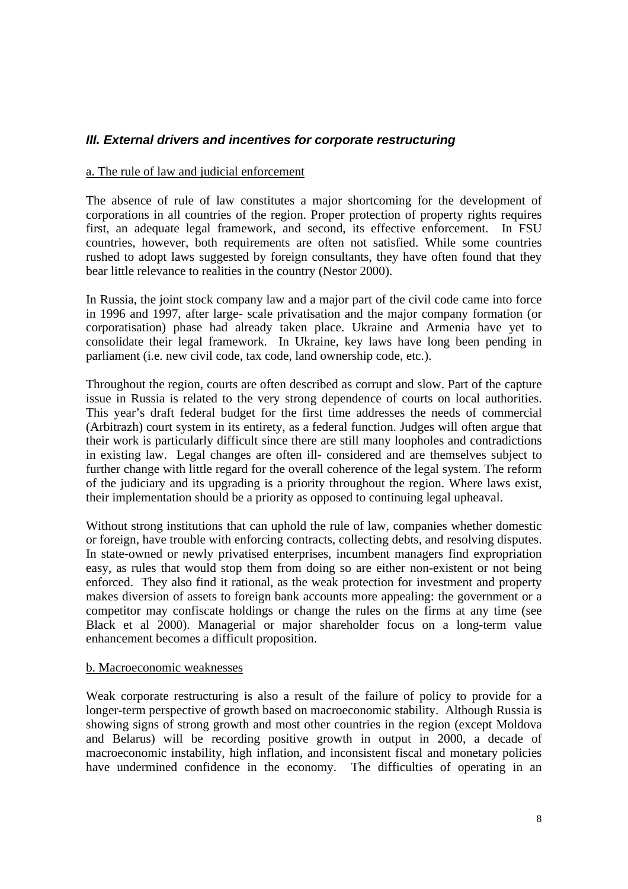### *III. External drivers and incentives for corporate restructuring*

#### a. The rule of law and judicial enforcement

The absence of rule of law constitutes a major shortcoming for the development of corporations in all countries of the region. Proper protection of property rights requires first, an adequate legal framework, and second, its effective enforcement. In FSU countries, however, both requirements are often not satisfied. While some countries rushed to adopt laws suggested by foreign consultants, they have often found that they bear little relevance to realities in the country (Nestor 2000).

In Russia, the joint stock company law and a major part of the civil code came into force in 1996 and 1997, after large- scale privatisation and the major company formation (or corporatisation) phase had already taken place. Ukraine and Armenia have yet to consolidate their legal framework. In Ukraine, key laws have long been pending in parliament (i.e. new civil code, tax code, land ownership code, etc.).

Throughout the region, courts are often described as corrupt and slow. Part of the capture issue in Russia is related to the very strong dependence of courts on local authorities. This year's draft federal budget for the first time addresses the needs of commercial (Arbitrazh) court system in its entirety, as a federal function. Judges will often argue that their work is particularly difficult since there are still many loopholes and contradictions in existing law. Legal changes are often ill- considered and are themselves subject to further change with little regard for the overall coherence of the legal system. The reform of the judiciary and its upgrading is a priority throughout the region. Where laws exist, their implementation should be a priority as opposed to continuing legal upheaval.

Without strong institutions that can uphold the rule of law, companies whether domestic or foreign, have trouble with enforcing contracts, collecting debts, and resolving disputes. In state-owned or newly privatised enterprises, incumbent managers find expropriation easy, as rules that would stop them from doing so are either non-existent or not being enforced. They also find it rational, as the weak protection for investment and property makes diversion of assets to foreign bank accounts more appealing: the government or a competitor may confiscate holdings or change the rules on the firms at any time (see Black et al 2000). Managerial or major shareholder focus on a long-term value enhancement becomes a difficult proposition.

#### b. Macroeconomic weaknesses

Weak corporate restructuring is also a result of the failure of policy to provide for a longer-term perspective of growth based on macroeconomic stability. Although Russia is showing signs of strong growth and most other countries in the region (except Moldova and Belarus) will be recording positive growth in output in 2000, a decade of macroeconomic instability, high inflation, and inconsistent fiscal and monetary policies have undermined confidence in the economy. The difficulties of operating in an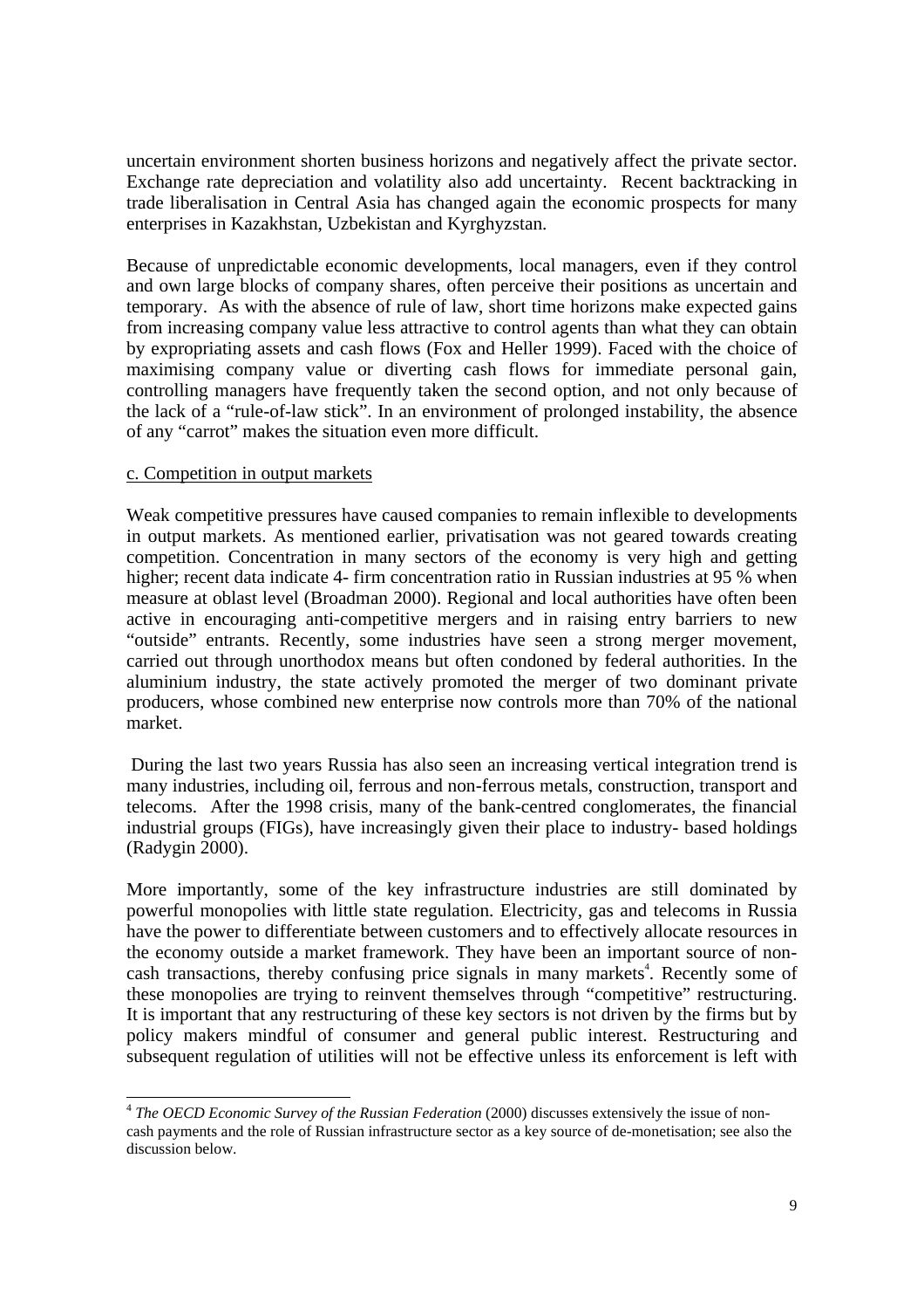uncertain environment shorten business horizons and negatively affect the private sector. Exchange rate depreciation and volatility also add uncertainty. Recent backtracking in trade liberalisation in Central Asia has changed again the economic prospects for many enterprises in Kazakhstan, Uzbekistan and Kyrghyzstan.

Because of unpredictable economic developments, local managers, even if they control and own large blocks of company shares, often perceive their positions as uncertain and temporary. As with the absence of rule of law, short time horizons make expected gains from increasing company value less attractive to control agents than what they can obtain by expropriating assets and cash flows (Fox and Heller 1999). Faced with the choice of maximising company value or diverting cash flows for immediate personal gain, controlling managers have frequently taken the second option, and not only because of the lack of a "rule-of-law stick". In an environment of prolonged instability, the absence of any "carrot" makes the situation even more difficult.

c. Competition in output markets

Weak competitive pressures have caused companies to remain inflexible to developments in output markets. As mentioned earlier, privatisation was not geared towards creating competition. Concentration in many sectors of the economy is very high and getting higher; recent data indicate 4- firm concentration ratio in Russian industries at 95 % when measure at oblast level (Broadman 2000). Regional and local authorities have often been active in encouraging anti-competitive mergers and in raising entry barriers to new "outside" entrants. Recently, some industries have seen a strong merger movement, carried out through unorthodox means but often condoned by federal authorities. In the aluminium industry, the state actively promoted the merger of two dominant private producers, whose combined new enterprise now controls more than 70% of the national market.

During the last two years Russia has also seen an increasing vertical integration trend is many industries, including oil, ferrous and non-ferrous metals, construction, transport and telecoms. After the 1998 crisis, many of the bank-centred conglomerates, the financial industrial groups (FIGs), have increasingly given their place to industry- based holdings (Radygin 2000).

More importantly, some of the key infrastructure industries are still dominated by powerful monopolies with little state regulation. Electricity, gas and telecoms in Russia have the power to differentiate between customers and to effectively allocate resources in the economy outside a market framework. They have been an important source of non-cash transactions, thereby confusing price signals in many markets[4]. Recently some of these monopolies are trying to reinvent themselves through "competitive" restructuring. It is important that any restructuring of these key sectors is not driven by the firms but by policy makers mindful of consumer and general public interest. Restructuring and subsequent regulation of utilities will not be effective unless its enforcement is left with

[4] *The OECD Economic Survey of the Russian Federation* (2000) discusses extensively the issue of non-cash payments and the role of Russian infrastructure sector as a key source of de-monetisation; see also the discussion below.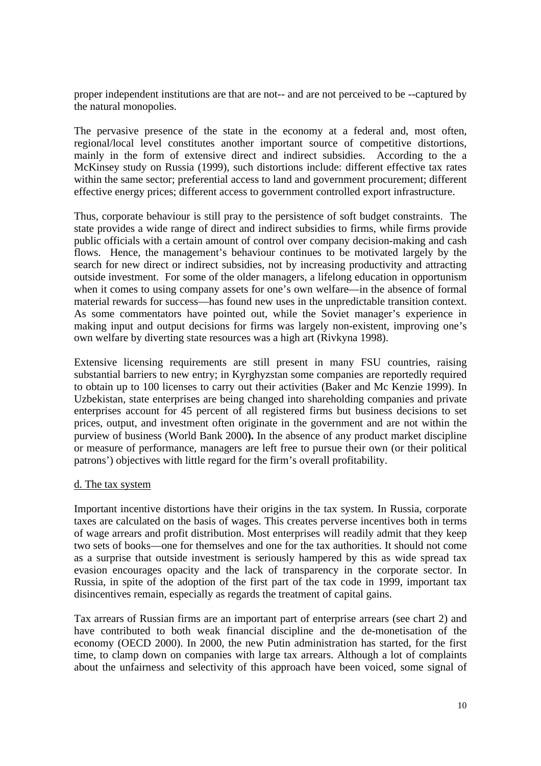proper independent institutions are that are not-- and are not perceived to be --captured by the natural monopolies.

The pervasive presence of the state in the economy at a federal and, most often, regional/local level constitutes another important source of competitive distortions, mainly in the form of extensive direct and indirect subsidies. According to the a McKinsey study on Russia (1999), such distortions include: different effective tax rates within the same sector; preferential access to land and government procurement; different effective energy prices; different access to government controlled export infrastructure.

Thus, corporate behaviour is still pray to the persistence of soft budget constraints. The state provides a wide range of direct and indirect subsidies to firms, while firms provide public officials with a certain amount of control over company decision-making and cash flows. Hence, the management's behaviour continues to be motivated largely by the search for new direct or indirect subsidies, not by increasing productivity and attracting outside investment. For some of the older managers, a lifelong education in opportunism when it comes to using company assets for one's own welfare—in the absence of formal material rewards for success—has found new uses in the unpredictable transition context. As some commentators have pointed out, while the Soviet manager's experience in making input and output decisions for firms was largely non-existent, improving one's own welfare by diverting state resources was a high art (Rivkyna 1998).

Extensive licensing requirements are still present in many FSU countries, raising substantial barriers to new entry; in Kyrghyzstan some companies are reportedly required to obtain up to 100 licenses to carry out their activities (Baker and Mc Kenzie 1999). In Uzbekistan, state enterprises are being changed into shareholding companies and private enterprises account for 45 percent of all registered firms but business decisions to set prices, output, and investment often originate in the government and are not within the purview of business (World Bank 2000**).** In the absence of any product market discipline or measure of performance, managers are left free to pursue their own (or their political patrons') objectives with little regard for the firm's overall profitability.

d. The tax system

Important incentive distortions have their origins in the tax system. In Russia, corporate taxes are calculated on the basis of wages. This creates perverse incentives both in terms of wage arrears and profit distribution. Most enterprises will readily admit that they keep two sets of books—one for themselves and one for the tax authorities. It should not come as a surprise that outside investment is seriously hampered by this as wide spread tax evasion encourages opacity and the lack of transparency in the corporate sector. In Russia, in spite of the adoption of the first part of the tax code in 1999, important tax disincentives remain, especially as regards the treatment of capital gains.

Tax arrears of Russian firms are an important part of enterprise arrears (see chart 2) and have contributed to both weak financial discipline and the de-monetisation of the economy (OECD 2000). In 2000, the new Putin administration has started, for the first time, to clamp down on companies with large tax arrears. Although a lot of complaints about the unfairness and selectivity of this approach have been voiced, some signal of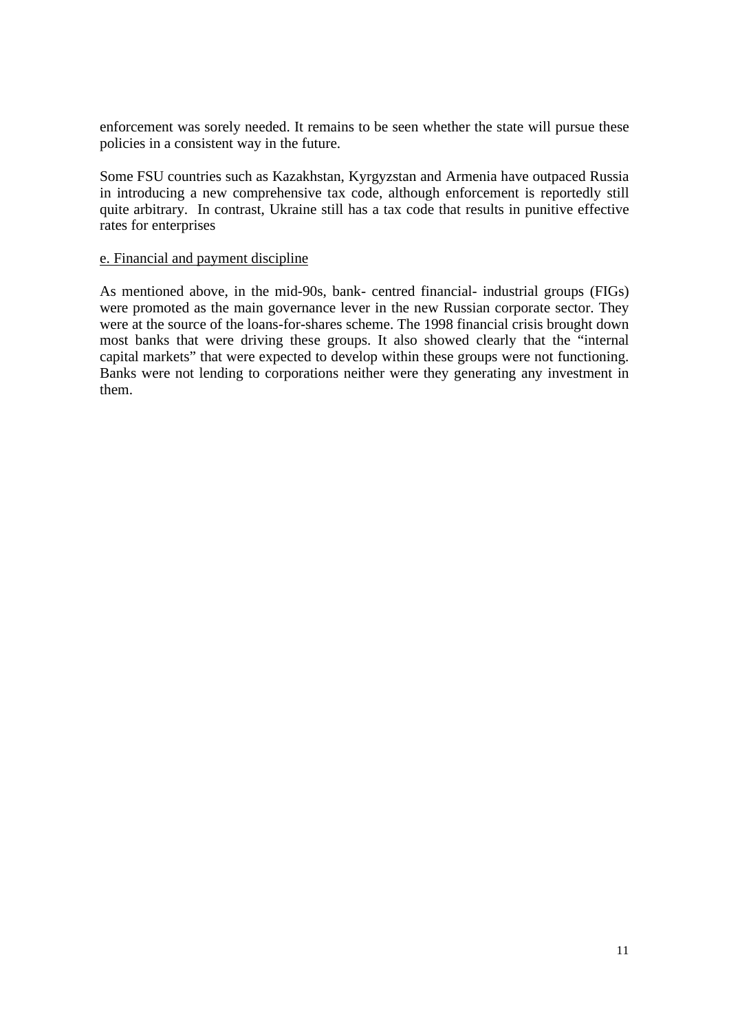enforcement was sorely needed. It remains to be seen whether the state will pursue these policies in a consistent way in the future.

Some FSU countries such as Kazakhstan, Kyrgyzstan and Armenia have outpaced Russia in introducing a new comprehensive tax code, although enforcement is reportedly still quite arbitrary. In contrast, Ukraine still has a tax code that results in punitive effective rates for enterprises

<u>e. Financial and payment discipline</u>

As mentioned above, in the mid-90s, bank- centred financial- industrial groups (FIGs) were promoted as the main governance lever in the new Russian corporate sector. They were at the source of the loans-for-shares scheme. The 1998 financial crisis brought down most banks that were driving these groups. It also showed clearly that the "internal capital markets" that were expected to develop within these groups were not functioning. Banks were not lending to corporations neither were they generating any investment in them.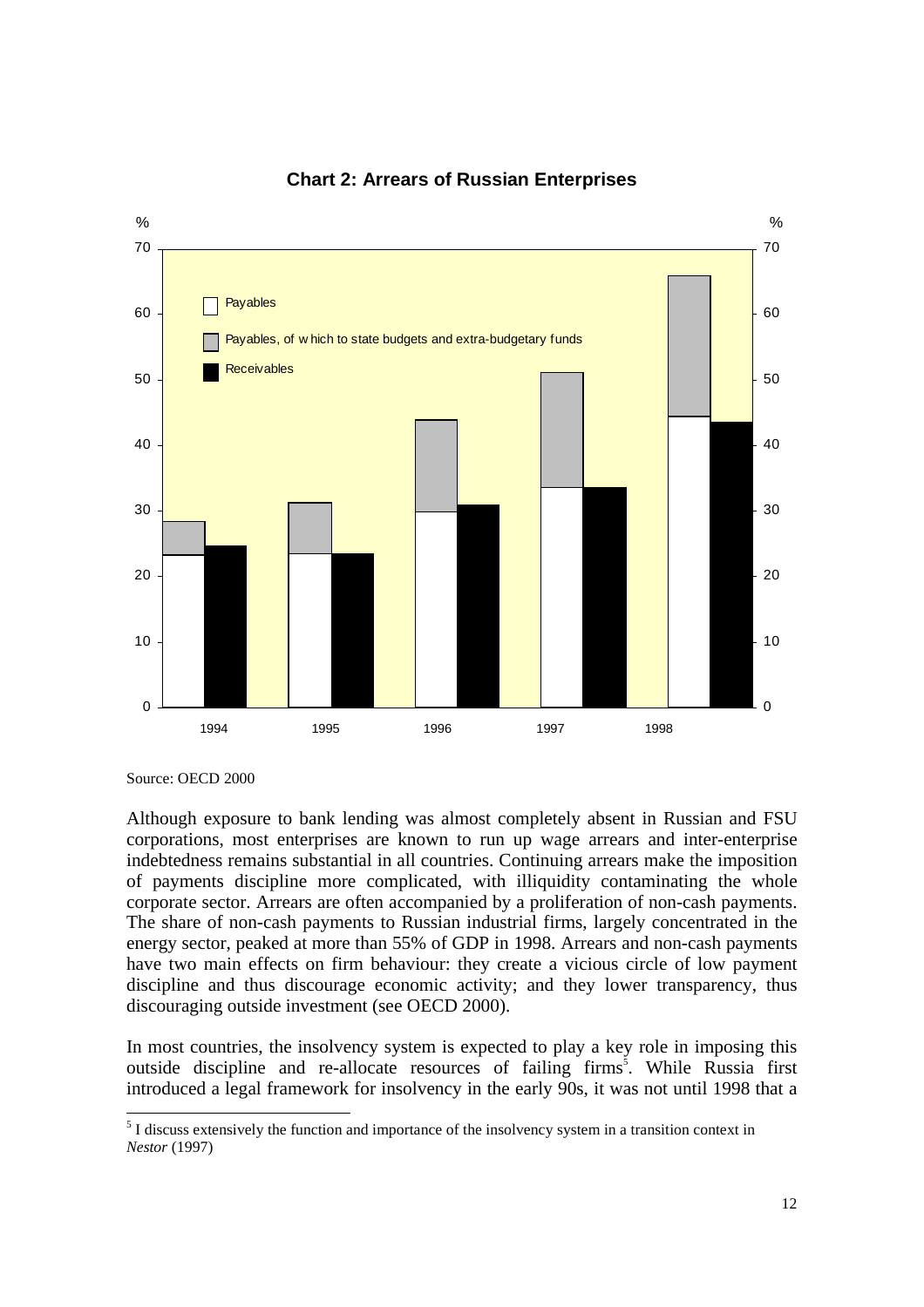**Chart 2: Arrears of Russian Enterprises**

Source: OECD 2000

Although exposure to bank lending was almost completely absent in Russian and FSU corporations, most enterprises are known to run up wage arrears and inter-enterprise indebtedness remains substantial in all countries. Continuing arrears make the imposition of payments discipline more complicated, with illiquidity contaminating the whole corporate sector. Arrears are often accompanied by a proliferation of non-cash payments. The share of non-cash payments to Russian industrial firms, largely concentrated in the energy sector, peaked at more than 55% of GDP in 1998. Arrears and non-cash payments have two main effects on firm behaviour: they create a vicious circle of low payment discipline and thus discourage economic activity; and they lower transparency, thus discouraging outside investment (see OECD 2000).

In most countries, the insolvency system is expected to play a key role in imposing this outside discipline and re-allocate resources of failing firms[5]. While Russia first introduced a legal framework for insolvency in the early 90s, it was not until 1998 that a

[5] I discuss extensively the function and importance of the insolvency system in a transition context in *Nestor* (1997)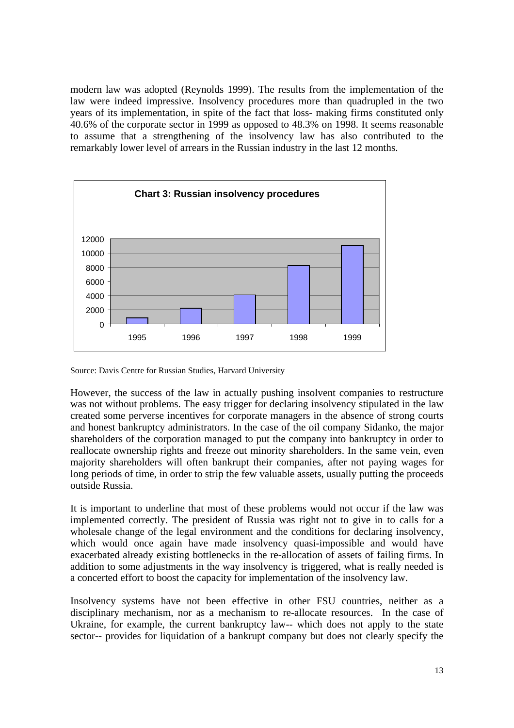modern law was adopted (Reynolds 1999). The results from the implementation of the law were indeed impressive. Insolvency procedures more than quadrupled in the two years of its implementation, in spite of the fact that loss- making firms constituted only 40.6% of the corporate sector in 1999 as opposed to 48.3% on 1998. It seems reasonable to assume that a strengthening of the insolvency law has also contributed to the remarkably lower level of arrears in the Russian industry in the last 12 months.

**Chart 3: Russian insolvency procedures**

Source: Davis Centre for Russian Studies, Harvard University

However, the success of the law in actually pushing insolvent companies to restructure was not without problems. The easy trigger for declaring insolvency stipulated in the law created some perverse incentives for corporate managers in the absence of strong courts and honest bankruptcy administrators. In the case of the oil company Sidanko, the major shareholders of the corporation managed to put the company into bankruptcy in order to reallocate ownership rights and freeze out minority shareholders. In the same vein, even majority shareholders will often bankrupt their companies, after not paying wages for long periods of time, in order to strip the few valuable assets, usually putting the proceeds outside Russia.

It is important to underline that most of these problems would not occur if the law was implemented correctly. The president of Russia was right not to give in to calls for a wholesale change of the legal environment and the conditions for declaring insolvency, which would once again have made insolvency quasi-impossible and would have exacerbated already existing bottlenecks in the re-allocation of assets of failing firms. In addition to some adjustments in the way insolvency is triggered, what is really needed is a concerted effort to boost the capacity for implementation of the insolvency law.

Insolvency systems have not been effective in other FSU countries, neither as a disciplinary mechanism, nor as a mechanism to re-allocate resources. In the case of Ukraine, for example, the current bankruptcy law-- which does not apply to the state sector-- provides for liquidation of a bankrupt company but does not clearly specify the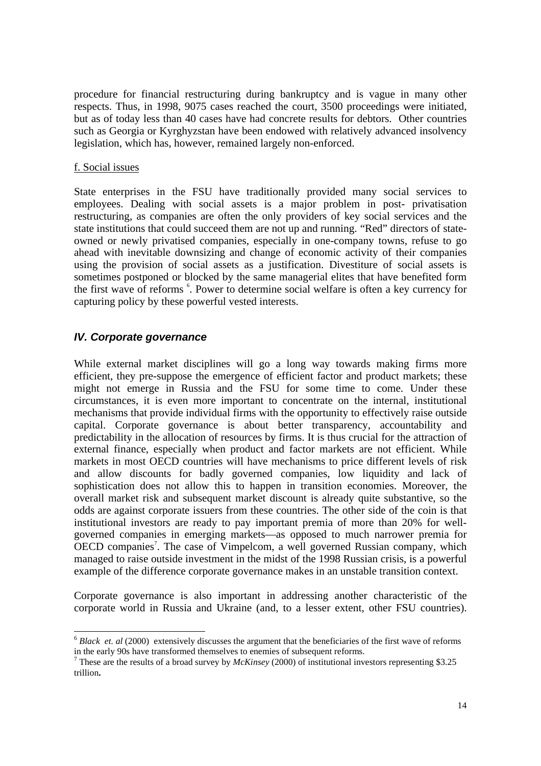procedure for financial restructuring during bankruptcy and is vague in many other respects. Thus, in 1998, 9075 cases reached the court, 3500 proceedings were initiated, but as of today less than 40 cases have had concrete results for debtors. Other countries such as Georgia or Kyrghyzstan have been endowed with relatively advanced insolvency legislation, which has, however, remained largely non-enforced.

f. Social issues

State enterprises in the FSU have traditionally provided many social services to employees. Dealing with social assets is a major problem in post- privatisation restructuring, as companies are often the only providers of key social services and the state institutions that could succeed them are not up and running. "Red" directors of state-owned or newly privatised companies, especially in one-company towns, refuse to go ahead with inevitable downsizing and change of economic activity of their companies using the provision of social assets as a justification. Divestiture of social assets is sometimes postponed or blocked by the same managerial elites that have benefited form the first wave of reforms [6]. Power to determine social welfare is often a key currency for capturing policy by these powerful vested interests.

## *IV. Corporate governance*

While external market disciplines will go a long way towards making firms more efficient, they pre-suppose the emergence of efficient factor and product markets; these might not emerge in Russia and the FSU for some time to come. Under these circumstances, it is even more important to concentrate on the internal, institutional mechanisms that provide individual firms with the opportunity to effectively raise outside capital. Corporate governance is about better transparency, accountability and predictability in the allocation of resources by firms. It is thus crucial for the attraction of external finance, especially when product and factor markets are not efficient. While markets in most OECD countries will have mechanisms to price different levels of risk and allow discounts for badly governed companies, low liquidity and lack of sophistication does not allow this to happen in transition economies. Moreover, the overall market risk and subsequent market discount is already quite substantive, so the odds are against corporate issuers from these countries. The other side of the coin is that institutional investors are ready to pay important premia of more than 20% for well-governed companies in emerging markets—as opposed to much narrower premia for OECD companies[7]. The case of Vimpelcom, a well governed Russian company, which managed to raise outside investment in the midst of the 1998 Russian crisis, is a powerful example of the difference corporate governance makes in an unstable transition context.

Corporate governance is also important in addressing another characteristic of the corporate world in Russia and Ukraine (and, to a lesser extent, other FSU countries).

[6] *Black et. al* (2000) extensively discusses the argument that the beneficiaries of the first wave of reforms in the early 90s have transformed themselves to enemies of subsequent reforms.

[7] These are the results of a broad survey by *McKinsey* (2000) of institutional investors representing $3.25 trillion**.**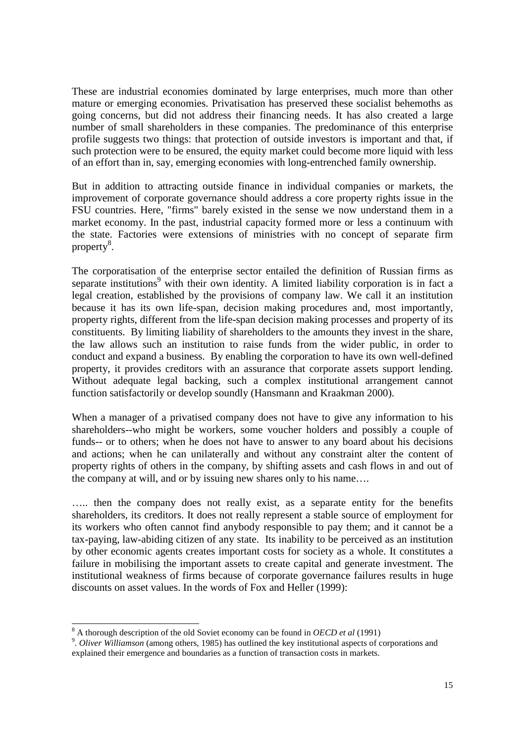These are industrial economies dominated by large enterprises, much more than other mature or emerging economies. Privatisation has preserved these socialist behemoths as going concerns, but did not address their financing needs. It has also created a large number of small shareholders in these companies. The predominance of this enterprise profile suggests two things: that protection of outside investors is important and that, if such protection were to be ensured, the equity market could become more liquid with less of an effort than in, say, emerging economies with long-entrenched family ownership.

But in addition to attracting outside finance in individual companies or markets, the improvement of corporate governance should address a core property rights issue in the FSU countries. Here, "firms" barely existed in the sense we now understand them in a market economy. In the past, industrial capacity formed more or less a continuum with the state. Factories were extensions of ministries with no concept of separate firm property[8].

The corporatisation of the enterprise sector entailed the definition of Russian firms as separate institutions[9] with their own identity. A limited liability corporation is in fact a legal creation, established by the provisions of company law. We call it an institution because it has its own life-span, decision making procedures and, most importantly, property rights, different from the life-span decision making processes and property of its constituents. By limiting liability of shareholders to the amounts they invest in the share, the law allows such an institution to raise funds from the wider public, in order to conduct and expand a business. By enabling the corporation to have its own well-defined property, it provides creditors with an assurance that corporate assets support lending. Without adequate legal backing, such a complex institutional arrangement cannot function satisfactorily or develop soundly (Hansmann and Kraakman 2000).

When a manager of a privatised company does not have to give any information to his shareholders--who might be workers, some voucher holders and possibly a couple of funds-- or to others; when he does not have to answer to any board about his decisions and actions; when he can unilaterally and without any constraint alter the content of property rights of others in the company, by shifting assets and cash flows in and out of the company at will, and or by issuing new shares only to his name….

….. then the company does not really exist, as a separate entity for the benefits shareholders, its creditors. It does not really represent a stable source of employment for its workers who often cannot find anybody responsible to pay them; and it cannot be a tax-paying, law-abiding citizen of any state. Its inability to be perceived as an institution by other economic agents creates important costs for society as a whole. It constitutes a failure in mobilising the important assets to create capital and generate investment. The institutional weakness of firms because of corporate governance failures results in huge discounts on asset values. In the words of Fox and Heller (1999):

---

[8] A thorough description of the old Soviet economy can be found in *OECD et al* (1991)

[9]. *Oliver Williamson* (among others, 1985) has outlined the key institutional aspects of corporations and explained their emergence and boundaries as a function of transaction costs in markets.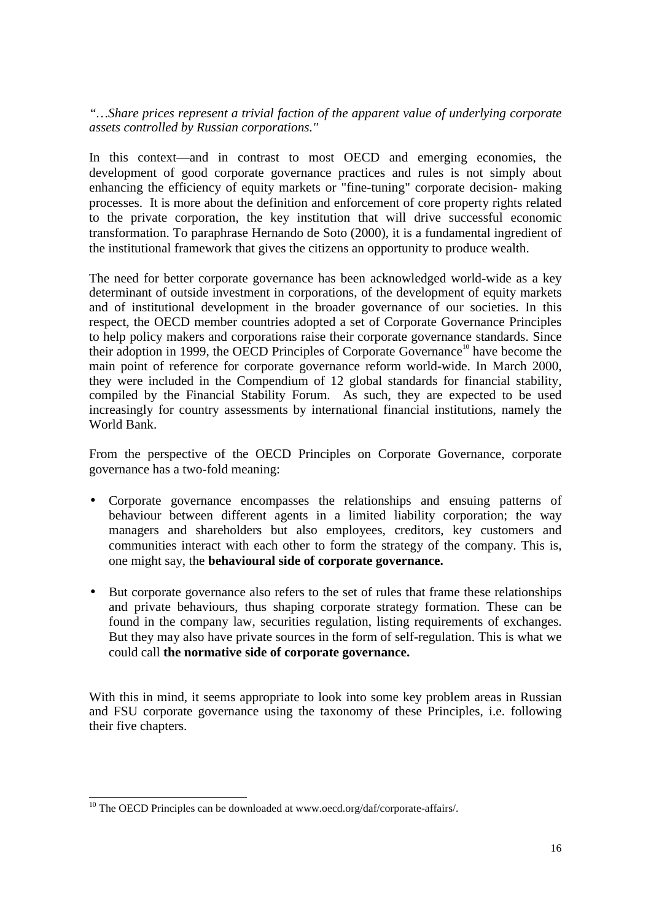*"…Share prices represent a trivial faction of the apparent value of underlying corporate assets controlled by Russian corporations."*

In this context—and in contrast to most OECD and emerging economies, the development of good corporate governance practices and rules is not simply about enhancing the efficiency of equity markets or "fine-tuning" corporate decision- making processes. It is more about the definition and enforcement of core property rights related to the private corporation, the key institution that will drive successful economic transformation. To paraphrase Hernando de Soto (2000), it is a fundamental ingredient of the institutional framework that gives the citizens an opportunity to produce wealth.

The need for better corporate governance has been acknowledged world-wide as a key determinant of outside investment in corporations, of the development of equity markets and of institutional development in the broader governance of our societies. In this respect, the OECD member countries adopted a set of Corporate Governance Principles to help policy makers and corporations raise their corporate governance standards. Since their adoption in 1999, the OECD Principles of Corporate Governance[10] have become the main point of reference for corporate governance reform world-wide. In March 2000, they were included in the Compendium of 12 global standards for financial stability, compiled by the Financial Stability Forum. As such, they are expected to be used increasingly for country assessments by international financial institutions, namely the World Bank.

From the perspective of the OECD Principles on Corporate Governance, corporate governance has a two-fold meaning:

- Corporate governance encompasses the relationships and ensuing patterns of behaviour between different agents in a limited liability corporation; the way managers and shareholders but also employees, creditors, key customers and communities interact with each other to form the strategy of the company. This is, one might say, the **behavioural side of corporate governance.**

- But corporate governance also refers to the set of rules that frame these relationships and private behaviours, thus shaping corporate strategy formation. These can be found in the company law, securities regulation, listing requirements of exchanges. But they may also have private sources in the form of self-regulation. This is what we could call **the normative side of corporate governance.**

With this in mind, it seems appropriate to look into some key problem areas in Russian and FSU corporate governance using the taxonomy of these Principles, i.e. following their five chapters.

[10] The OECD Principles can be downloaded at www.oecd.org/daf/corporate-affairs/.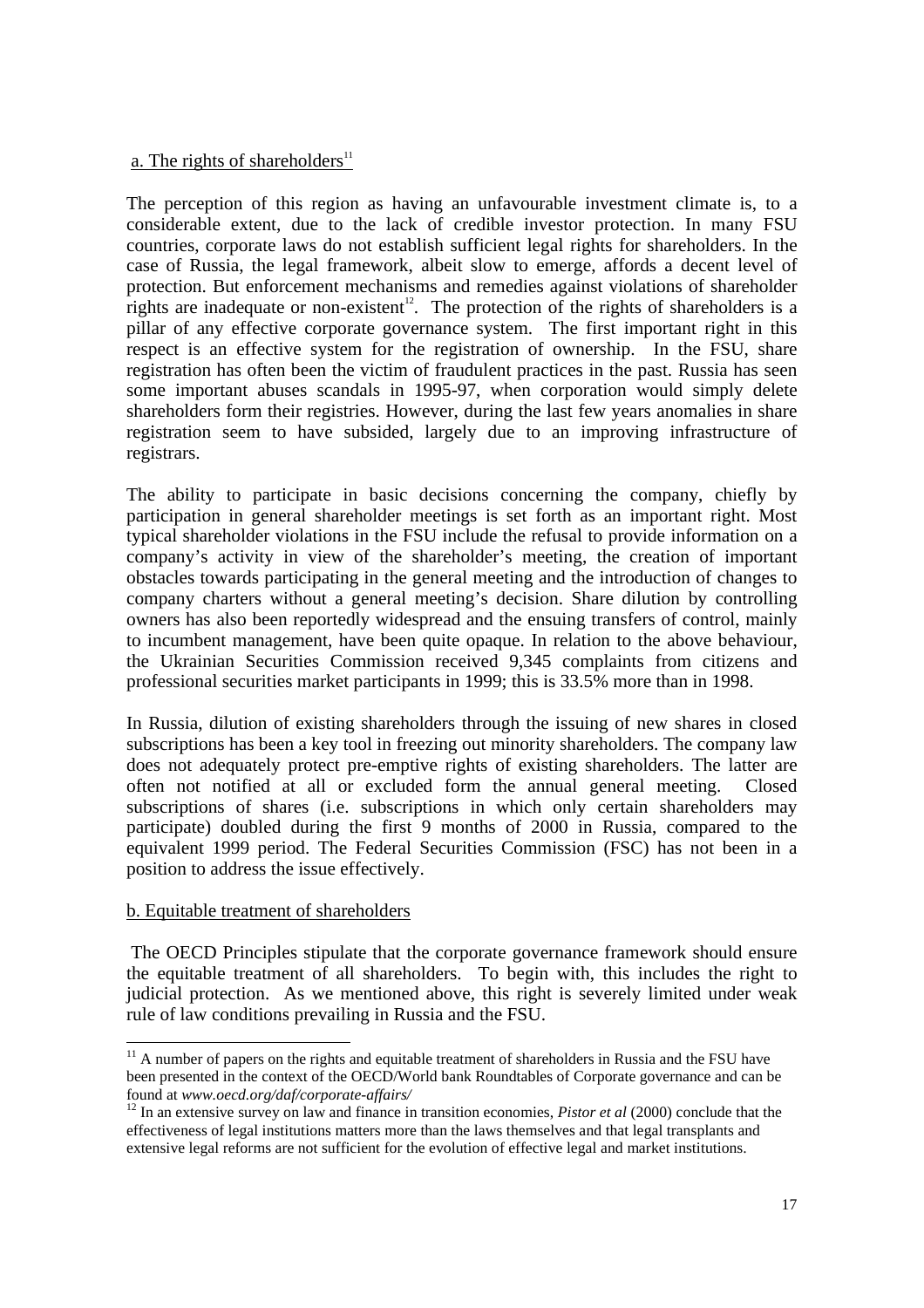a. The rights of shareholders[11]

The perception of this region as having an unfavourable investment climate is, to a considerable extent, due to the lack of credible investor protection. In many FSU countries, corporate laws do not establish sufficient legal rights for shareholders. In the case of Russia, the legal framework, albeit slow to emerge, affords a decent level of protection. But enforcement mechanisms and remedies against violations of shareholder rights are inadequate or non-existent[12]. The protection of the rights of shareholders is a pillar of any effective corporate governance system. The first important right in this respect is an effective system for the registration of ownership. In the FSU, share registration has often been the victim of fraudulent practices in the past. Russia has seen some important abuses scandals in 1995-97, when corporation would simply delete shareholders form their registries. However, during the last few years anomalies in share registration seem to have subsided, largely due to an improving infrastructure of registrars.

The ability to participate in basic decisions concerning the company, chiefly by participation in general shareholder meetings is set forth as an important right. Most typical shareholder violations in the FSU include the refusal to provide information on a company's activity in view of the shareholder's meeting, the creation of important obstacles towards participating in the general meeting and the introduction of changes to company charters without a general meeting's decision. Share dilution by controlling owners has also been reportedly widespread and the ensuing transfers of control, mainly to incumbent management, have been quite opaque. In relation to the above behaviour, the Ukrainian Securities Commission received 9,345 complaints from citizens and professional securities market participants in 1999; this is 33.5% more than in 1998.

In Russia, dilution of existing shareholders through the issuing of new shares in closed subscriptions has been a key tool in freezing out minority shareholders. The company law does not adequately protect pre-emptive rights of existing shareholders. The latter are often not notified at all or excluded form the annual general meeting. Closed subscriptions of shares (i.e. subscriptions in which only certain shareholders may participate) doubled during the first 9 months of 2000 in Russia, compared to the equivalent 1999 period. The Federal Securities Commission (FSC) has not been in a position to address the issue effectively.

b. Equitable treatment of shareholders

The OECD Principles stipulate that the corporate governance framework should ensure the equitable treatment of all shareholders. To begin with, this includes the right to judicial protection. As we mentioned above, this right is severely limited under weak rule of law conditions prevailing in Russia and the FSU.

---

[11] A number of papers on the rights and equitable treatment of shareholders in Russia and the FSU have been presented in the context of the OECD/World bank Roundtables of Corporate governance and can be found at *www.oecd.org/daf/corporate-affairs/*

[12] In an extensive survey on law and finance in transition economies, *Pistor et al* (2000) conclude that the effectiveness of legal institutions matters more than the laws themselves and that legal transplants and extensive legal reforms are not sufficient for the evolution of effective legal and market institutions.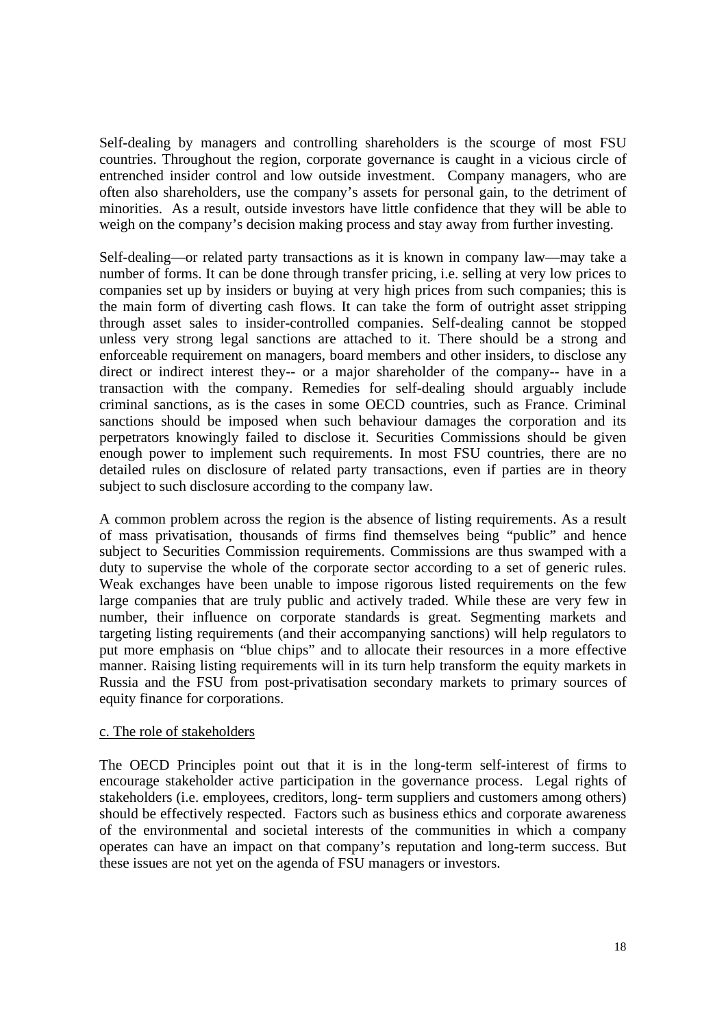Self-dealing by managers and controlling shareholders is the scourge of most FSU countries. Throughout the region, corporate governance is caught in a vicious circle of entrenched insider control and low outside investment. Company managers, who are often also shareholders, use the company's assets for personal gain, to the detriment of minorities. As a result, outside investors have little confidence that they will be able to weigh on the company's decision making process and stay away from further investing.

Self-dealing—or related party transactions as it is known in company law—may take a number of forms. It can be done through transfer pricing, i.e. selling at very low prices to companies set up by insiders or buying at very high prices from such companies; this is the main form of diverting cash flows. It can take the form of outright asset stripping through asset sales to insider-controlled companies. Self-dealing cannot be stopped unless very strong legal sanctions are attached to it. There should be a strong and enforceable requirement on managers, board members and other insiders, to disclose any direct or indirect interest they-- or a major shareholder of the company-- have in a transaction with the company. Remedies for self-dealing should arguably include criminal sanctions, as is the cases in some OECD countries, such as France. Criminal sanctions should be imposed when such behaviour damages the corporation and its perpetrators knowingly failed to disclose it. Securities Commissions should be given enough power to implement such requirements. In most FSU countries, there are no detailed rules on disclosure of related party transactions, even if parties are in theory subject to such disclosure according to the company law.

A common problem across the region is the absence of listing requirements. As a result of mass privatisation, thousands of firms find themselves being "public" and hence subject to Securities Commission requirements. Commissions are thus swamped with a duty to supervise the whole of the corporate sector according to a set of generic rules. Weak exchanges have been unable to impose rigorous listed requirements on the few large companies that are truly public and actively traded. While these are very few in number, their influence on corporate standards is great. Segmenting markets and targeting listing requirements (and their accompanying sanctions) will help regulators to put more emphasis on "blue chips" and to allocate their resources in a more effective manner. Raising listing requirements will in its turn help transform the equity markets in Russia and the FSU from post-privatisation secondary markets to primary sources of equity finance for corporations.

c. The role of stakeholders

The OECD Principles point out that it is in the long-term self-interest of firms to encourage stakeholder active participation in the governance process. Legal rights of stakeholders (i.e. employees, creditors, long- term suppliers and customers among others) should be effectively respected. Factors such as business ethics and corporate awareness of the environmental and societal interests of the communities in which a company operates can have an impact on that company's reputation and long-term success. But these issues are not yet on the agenda of FSU managers or investors.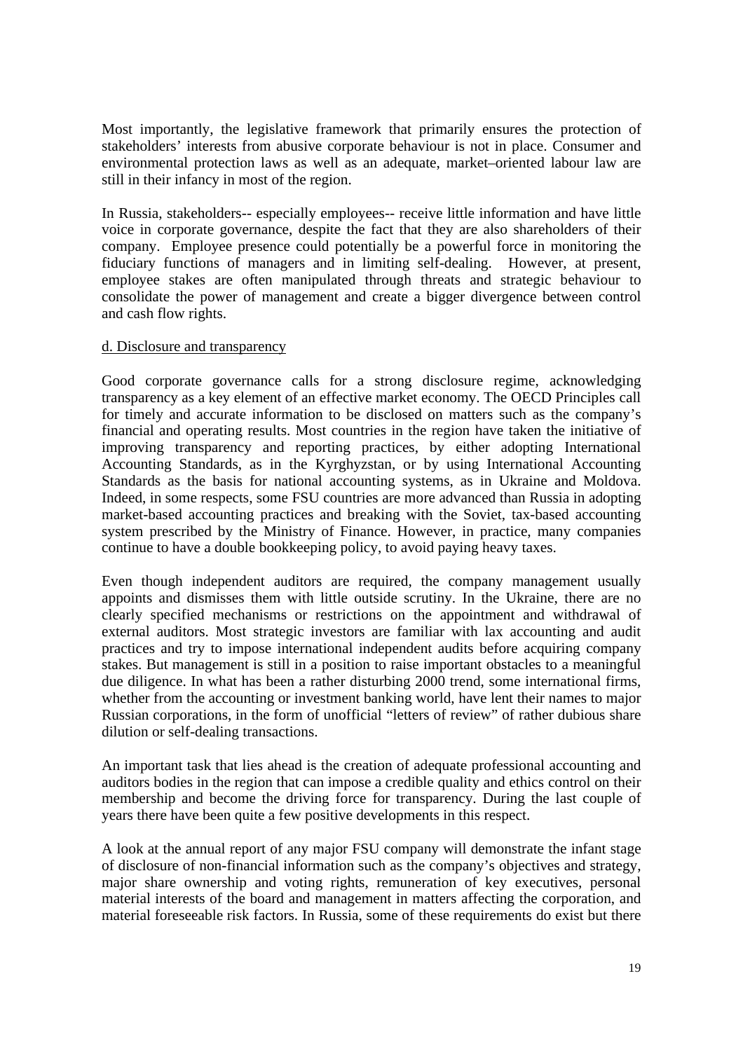Most importantly, the legislative framework that primarily ensures the protection of stakeholders' interests from abusive corporate behaviour is not in place. Consumer and environmental protection laws as well as an adequate, market–oriented labour law are still in their infancy in most of the region.

In Russia, stakeholders-- especially employees-- receive little information and have little voice in corporate governance, despite the fact that they are also shareholders of their company. Employee presence could potentially be a powerful force in monitoring the fiduciary functions of managers and in limiting self-dealing. However, at present, employee stakes are often manipulated through threats and strategic behaviour to consolidate the power of management and create a bigger divergence between control and cash flow rights.

d. Disclosure and transparency

Good corporate governance calls for a strong disclosure regime, acknowledging transparency as a key element of an effective market economy. The OECD Principles call for timely and accurate information to be disclosed on matters such as the company's financial and operating results. Most countries in the region have taken the initiative of improving transparency and reporting practices, by either adopting International Accounting Standards, as in the Kyrghyzstan, or by using International Accounting Standards as the basis for national accounting systems, as in Ukraine and Moldova. Indeed, in some respects, some FSU countries are more advanced than Russia in adopting market-based accounting practices and breaking with the Soviet, tax-based accounting system prescribed by the Ministry of Finance. However, in practice, many companies continue to have a double bookkeeping policy, to avoid paying heavy taxes.

Even though independent auditors are required, the company management usually appoints and dismisses them with little outside scrutiny. In the Ukraine, there are no clearly specified mechanisms or restrictions on the appointment and withdrawal of external auditors. Most strategic investors are familiar with lax accounting and audit practices and try to impose international independent audits before acquiring company stakes. But management is still in a position to raise important obstacles to a meaningful due diligence. In what has been a rather disturbing 2000 trend, some international firms, whether from the accounting or investment banking world, have lent their names to major Russian corporations, in the form of unofficial "letters of review" of rather dubious share dilution or self-dealing transactions.

An important task that lies ahead is the creation of adequate professional accounting and auditors bodies in the region that can impose a credible quality and ethics control on their membership and become the driving force for transparency. During the last couple of years there have been quite a few positive developments in this respect.

A look at the annual report of any major FSU company will demonstrate the infant stage of disclosure of non-financial information such as the company's objectives and strategy, major share ownership and voting rights, remuneration of key executives, personal material interests of the board and management in matters affecting the corporation, and material foreseeable risk factors. In Russia, some of these requirements do exist but there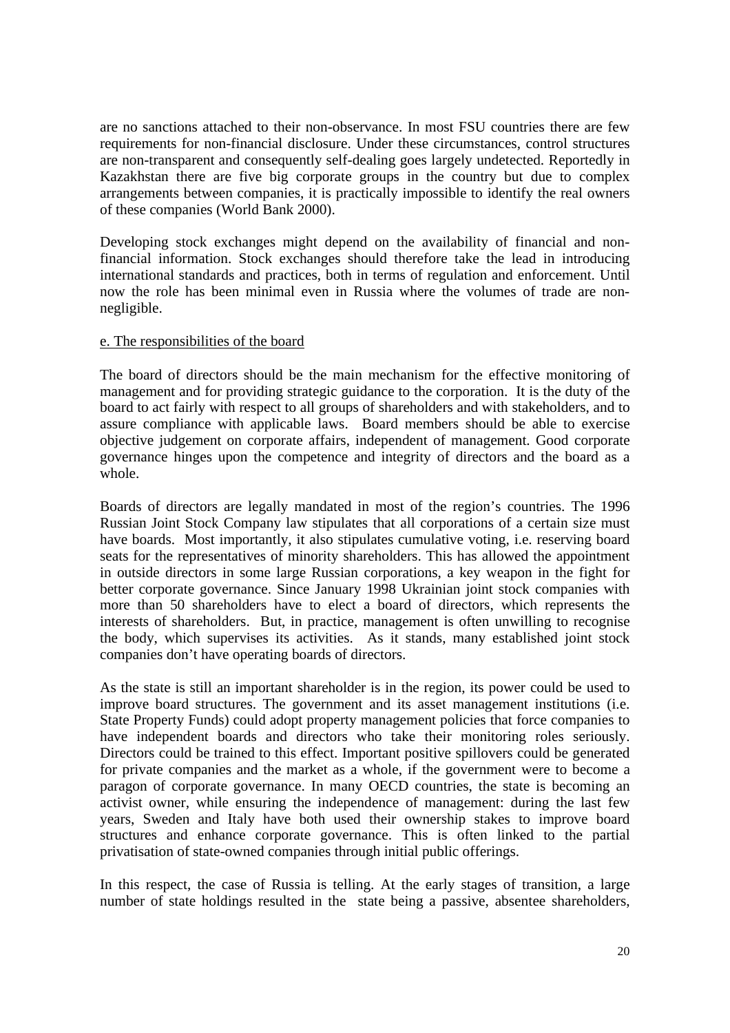are no sanctions attached to their non-observance. In most FSU countries there are few requirements for non-financial disclosure. Under these circumstances, control structures are non-transparent and consequently self-dealing goes largely undetected. Reportedly in Kazakhstan there are five big corporate groups in the country but due to complex arrangements between companies, it is practically impossible to identify the real owners of these companies (World Bank 2000).

Developing stock exchanges might depend on the availability of financial and non-financial information. Stock exchanges should therefore take the lead in introducing international standards and practices, both in terms of regulation and enforcement. Until now the role has been minimal even in Russia where the volumes of trade are non-negligible.

e. The responsibilities of the board

The board of directors should be the main mechanism for the effective monitoring of management and for providing strategic guidance to the corporation. It is the duty of the board to act fairly with respect to all groups of shareholders and with stakeholders, and to assure compliance with applicable laws. Board members should be able to exercise objective judgement on corporate affairs, independent of management. Good corporate governance hinges upon the competence and integrity of directors and the board as a whole.

Boards of directors are legally mandated in most of the region's countries. The 1996 Russian Joint Stock Company law stipulates that all corporations of a certain size must have boards. Most importantly, it also stipulates cumulative voting, i.e. reserving board seats for the representatives of minority shareholders. This has allowed the appointment in outside directors in some large Russian corporations, a key weapon in the fight for better corporate governance. Since January 1998 Ukrainian joint stock companies with more than 50 shareholders have to elect a board of directors, which represents the interests of shareholders. But, in practice, management is often unwilling to recognise the body, which supervises its activities. As it stands, many established joint stock companies don't have operating boards of directors.

As the state is still an important shareholder is in the region, its power could be used to improve board structures. The government and its asset management institutions (i.e. State Property Funds) could adopt property management policies that force companies to have independent boards and directors who take their monitoring roles seriously. Directors could be trained to this effect. Important positive spillovers could be generated for private companies and the market as a whole, if the government were to become a paragon of corporate governance. In many OECD countries, the state is becoming an activist owner, while ensuring the independence of management: during the last few years, Sweden and Italy have both used their ownership stakes to improve board structures and enhance corporate governance. This is often linked to the partial privatisation of state-owned companies through initial public offerings.

In this respect, the case of Russia is telling. At the early stages of transition, a large number of state holdings resulted in the state being a passive, absentee shareholders,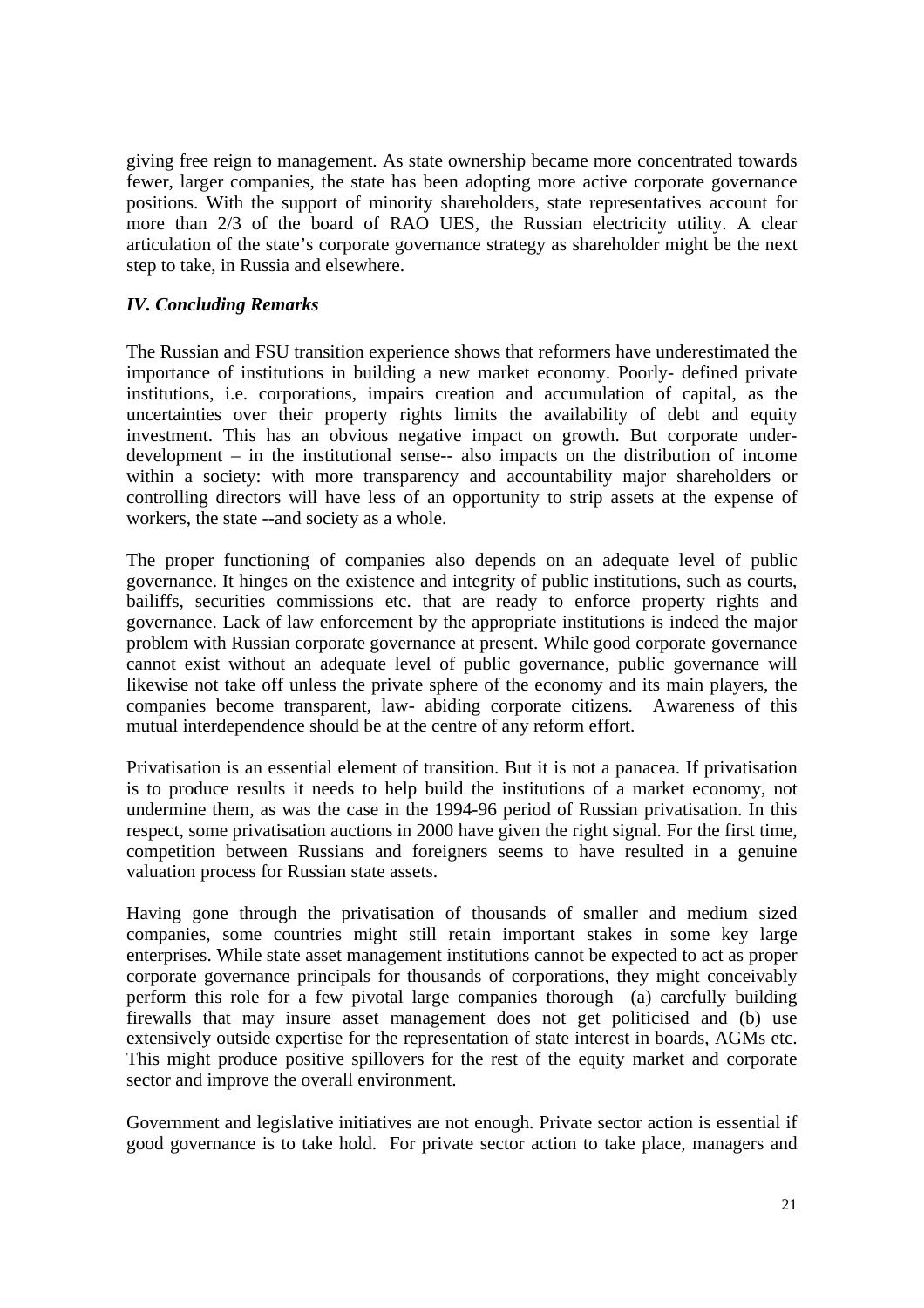giving free reign to management. As state ownership became more concentrated towards fewer, larger companies, the state has been adopting more active corporate governance positions. With the support of minority shareholders, state representatives account for more than 2/3 of the board of RAO UES, the Russian electricity utility. A clear articulation of the state's corporate governance strategy as shareholder might be the next step to take, in Russia and elsewhere.

### *IV. Concluding Remarks*

The Russian and FSU transition experience shows that reformers have underestimated the importance of institutions in building a new market economy. Poorly- defined private institutions, i.e. corporations, impairs creation and accumulation of capital, as the uncertainties over their property rights limits the availability of debt and equity investment. This has an obvious negative impact on growth. But corporate under-development – in the institutional sense-- also impacts on the distribution of income within a society: with more transparency and accountability major shareholders or controlling directors will have less of an opportunity to strip assets at the expense of workers, the state --and society as a whole.

The proper functioning of companies also depends on an adequate level of public governance. It hinges on the existence and integrity of public institutions, such as courts, bailiffs, securities commissions etc. that are ready to enforce property rights and governance. Lack of law enforcement by the appropriate institutions is indeed the major problem with Russian corporate governance at present. While good corporate governance cannot exist without an adequate level of public governance, public governance will likewise not take off unless the private sphere of the economy and its main players, the companies become transparent, law- abiding corporate citizens. Awareness of this mutual interdependence should be at the centre of any reform effort.

Privatisation is an essential element of transition. But it is not a panacea. If privatisation is to produce results it needs to help build the institutions of a market economy, not undermine them, as was the case in the 1994-96 period of Russian privatisation. In this respect, some privatisation auctions in 2000 have given the right signal. For the first time, competition between Russians and foreigners seems to have resulted in a genuine valuation process for Russian state assets.

Having gone through the privatisation of thousands of smaller and medium sized companies, some countries might still retain important stakes in some key large enterprises. While state asset management institutions cannot be expected to act as proper corporate governance principals for thousands of corporations, they might conceivably perform this role for a few pivotal large companies thorough (a) carefully building firewalls that may insure asset management does not get politicised and (b) use extensively outside expertise for the representation of state interest in boards, AGMs etc. This might produce positive spillovers for the rest of the equity market and corporate sector and improve the overall environment.

Government and legislative initiatives are not enough. Private sector action is essential if good governance is to take hold. For private sector action to take place, managers and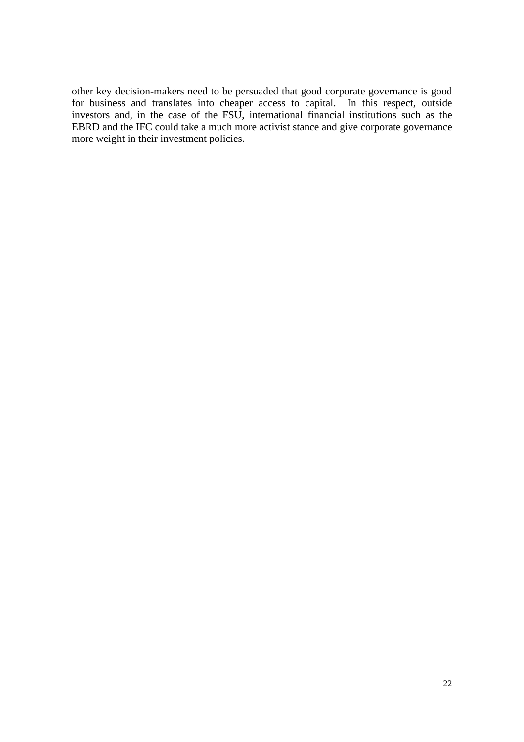other key decision-makers need to be persuaded that good corporate governance is good for business and translates into cheaper access to capital. In this respect, outside investors and, in the case of the FSU, international financial institutions such as the EBRD and the IFC could take a much more activist stance and give corporate governance more weight in their investment policies.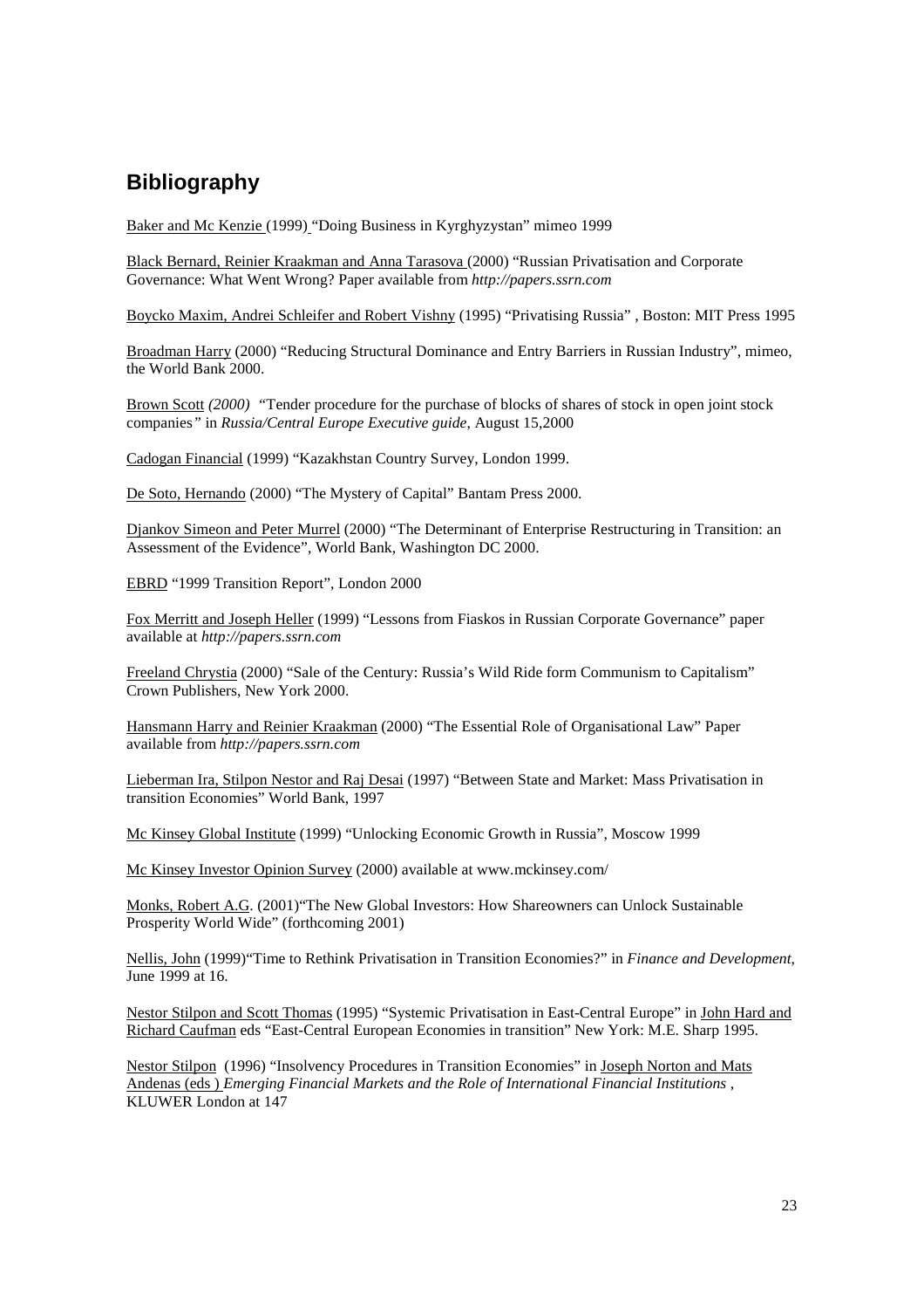## Bibliography

Baker and Mc Kenzie (1999) "Doing Business in Kyrghyzystan" mimeo 1999

Black Bernard, Reinier Kraakman and Anna Tarasova (2000) "Russian Privatisation and Corporate Governance: What Went Wrong? Paper available from *http://papers.ssrn.com*

Boycko Maxim, Andrei Schleifer and Robert Vishny (1995) "Privatising Russia" , Boston: MIT Press 1995

Broadman Harry (2000) "Reducing Structural Dominance and Entry Barriers in Russian Industry", mimeo, the World Bank 2000.

Brown Scott *(2000)* "Tender procedure for the purchase of blocks of shares of stock in open joint stock companies*"* in *Russia/Central Europe Executive guide*, August 15,2000

Cadogan Financial (1999) "Kazakhstan Country Survey, London 1999.

De Soto, Hernando (2000) "The Mystery of Capital" Bantam Press 2000.

Djankov Simeon and Peter Murrel (2000) "The Determinant of Enterprise Restructuring in Transition: an Assessment of the Evidence", World Bank, Washington DC 2000.

EBRD "1999 Transition Report", London 2000

Fox Merritt and Joseph Heller (1999) "Lessons from Fiaskos in Russian Corporate Governance" paper available at *http://papers.ssrn.com*

Freeland Chrystia (2000) "Sale of the Century: Russia's Wild Ride form Communism to Capitalism" Crown Publishers, New York 2000.

Hansmann Harry and Reinier Kraakman (2000) "The Essential Role of Organisational Law" Paper available from *http://papers.ssrn.com*

Lieberman Ira, Stilpon Nestor and Raj Desai (1997) "Between State and Market: Mass Privatisation in transition Economies" World Bank, 1997

Mc Kinsey Global Institute (1999) "Unlocking Economic Growth in Russia", Moscow 1999

Mc Kinsey Investor Opinion Survey (2000) available at www.mckinsey.com/

Monks, Robert A.G. (2001)"The New Global Investors: How Shareowners can Unlock Sustainable Prosperity World Wide" (forthcoming 2001)

Nellis, John (1999)"Time to Rethink Privatisation in Transition Economies?" in *Finance and Development*, June 1999 at 16.

Nestor Stilpon and Scott Thomas (1995) "Systemic Privatisation in East-Central Europe" in John Hard and Richard Caufman eds "East-Central European Economies in transition" New York: M.E. Sharp 1995.

Nestor Stilpon (1996) "Insolvency Procedures in Transition Economies" in Joseph Norton and Mats Andenas (eds ) *Emerging Financial Markets and the Role of International Financial Institutions* , KLUWER London at 147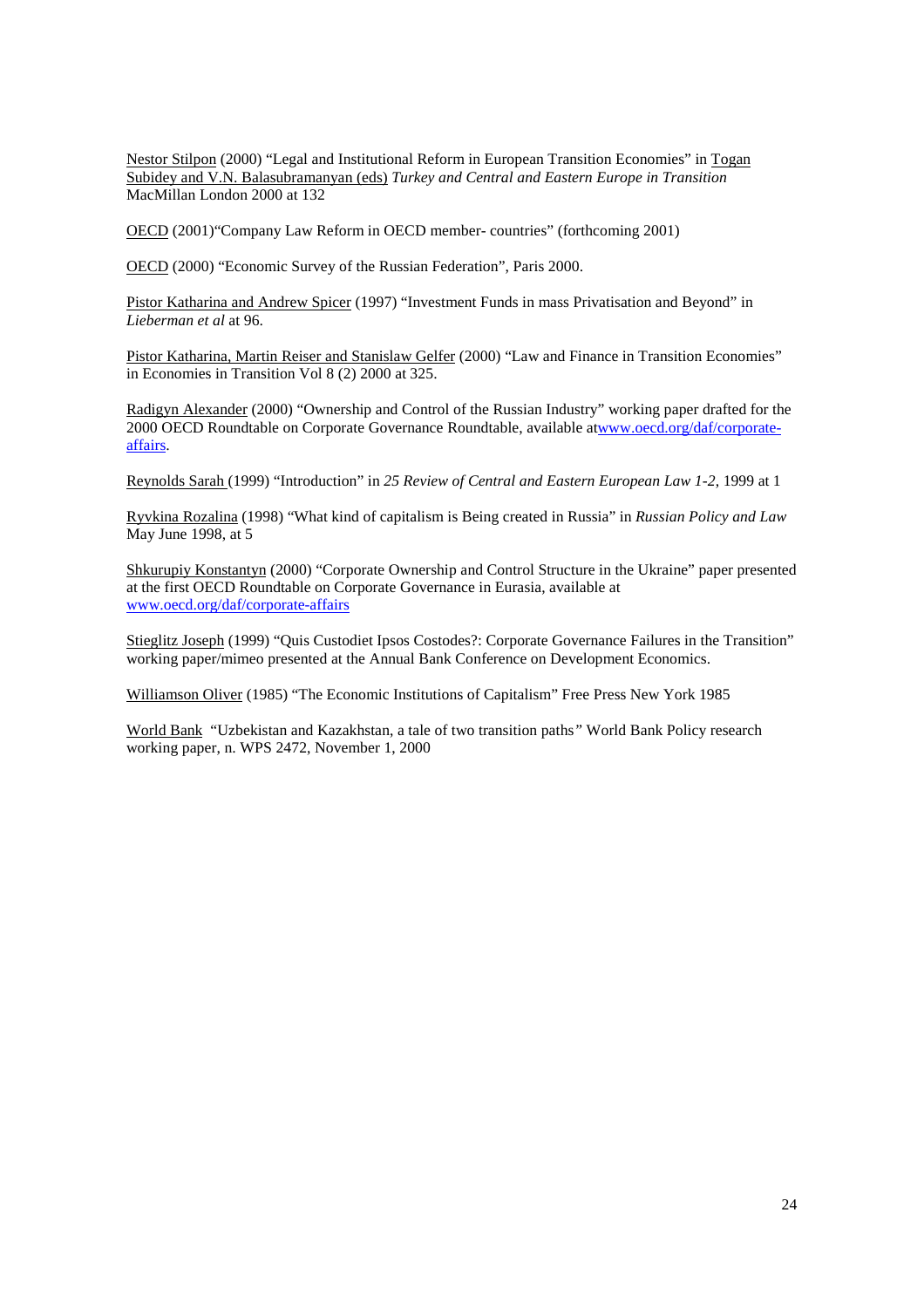Nestor Stilpon (2000) "Legal and Institutional Reform in European Transition Economies" in Togan Subidey and V.N. Balasubramanyan (eds) *Turkey and Central and Eastern Europe in Transition* MacMillan London 2000 at 132

OECD (2001)"Company Law Reform in OECD member- countries" (forthcoming 2001)

OECD (2000) "Economic Survey of the Russian Federation", Paris 2000.

Pistor Katharina and Andrew Spicer (1997) "Investment Funds in mass Privatisation and Beyond" in *Lieberman et al* at 96.

Pistor Katharina, Martin Reiser and Stanislaw Gelfer (2000) "Law and Finance in Transition Economies" in Economies in Transition Vol 8 (2) 2000 at 325.

Radigyn Alexander (2000) "Ownership and Control of the Russian Industry" working paper drafted for the 2000 OECD Roundtable on Corporate Governance Roundtable, available atwww.oecd.org/daf/corporate-affairs.

Reynolds Sarah (1999) "Introduction" in *25 Review of Central and Eastern European Law 1-2*, 1999 at 1

Ryvkina Rozalina (1998) "What kind of capitalism is Being created in Russia" in *Russian Policy and Law* May June 1998, at 5

Shkurupiy Konstantyn (2000) "Corporate Ownership and Control Structure in the Ukraine" paper presented at the first OECD Roundtable on Corporate Governance in Eurasia, available at www.oecd.org/daf/corporate-affairs

Stieglitz Joseph (1999) "Quis Custodiet Ipsos Costodes?: Corporate Governance Failures in the Transition" working paper/mimeo presented at the Annual Bank Conference on Development Economics.

Williamson Oliver (1985) "The Economic Institutions of Capitalism" Free Press New York 1985

World Bank "Uzbekistan and Kazakhstan, a tale of two transition paths" World Bank Policy research working paper, n. WPS 2472, November 1, 2000